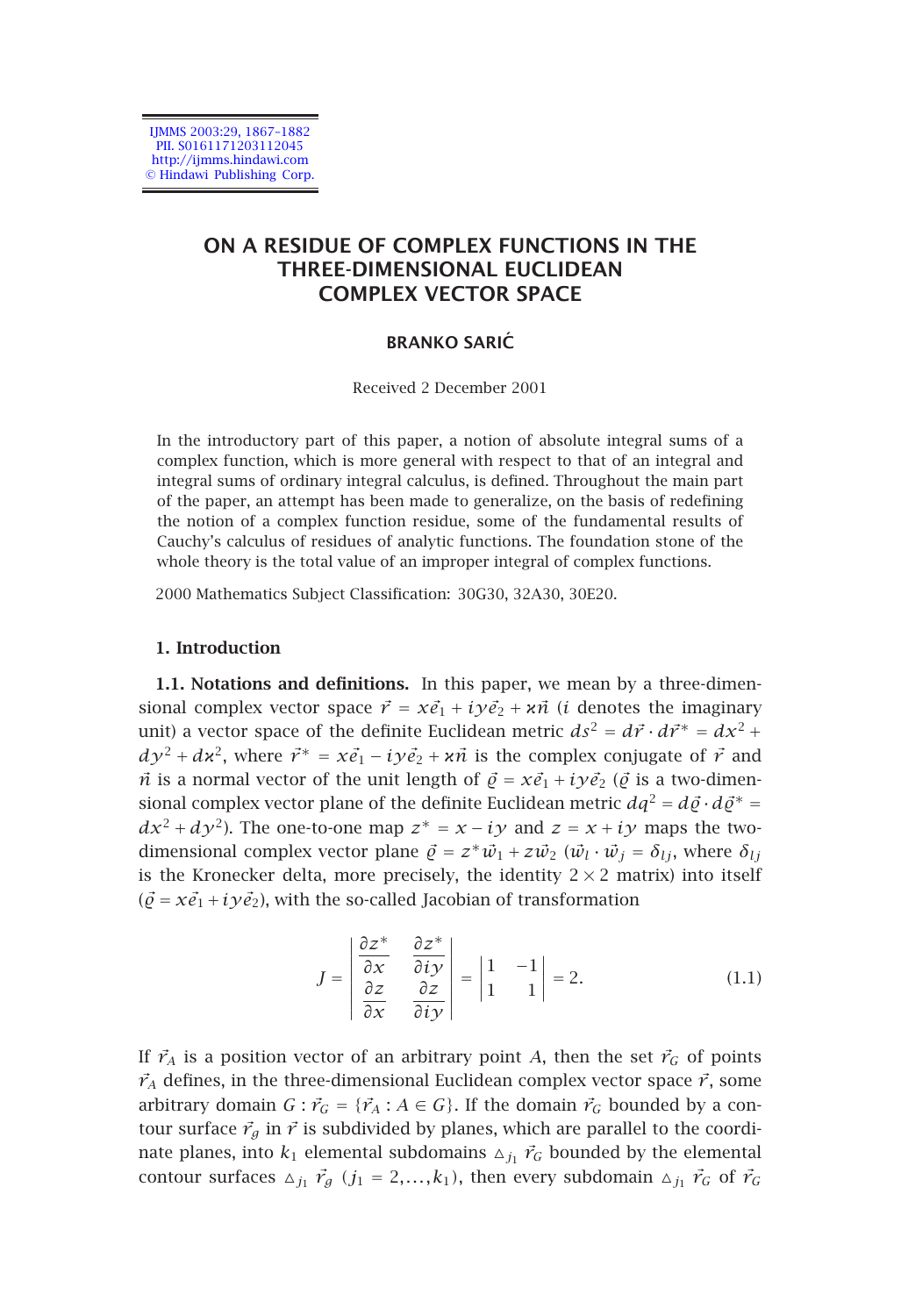# ON A RESIDUE OF COMPLEX FUNCTIONS IN THE THREE-DIMENSIONAL EUCLIDEAN COMPLEX VECTOR SPACE

**BRANKO SARIĆ**

Received 2 December 2001

In the introductory part of this paper, a notion of absolute integral sums of a complex function, which is more general with respect to that of an integral and integral sums of ordinary integral calculus, is defined. Throughout the main part of the paper, an attempt has been made to generalize, on the basis of redefining the notion of a complex function residue, some of the fundamental results of Cauchy's calculus of residues of analytic functions. The foundation stone of the whole theory is the total value of an improper integral of complex functions.

2000 Mathematics Subject Classification: 30G30, 32A30, 30E20.

## 1. Introduction

**1.1. Notations and definitions.** In this paper, we mean by a three-dimensional complex vector space $\vec{r} = x\vec{e}_1 + iy\vec{e}_2 + \varkappa\vec{n}$ ($i$ denotes the imaginary unit) a vector space of the definite Euclidean metric $ds^2 = d\vec{r}\cdot d\vec{r}^* = dx^2 + dy^2 + d\varkappa^2$, where $\vec{r}^* = x\vec{e}_1 - iy\vec{e}_2 + \varkappa\vec{n}$ is the complex conjugate of $\vec{r}$ and $\vec{n}$ is a normal vector of the unit length of $\vec{\varrho} = x\vec{e}_1 + iy\vec{e}_2$ ($\vec{\varrho}$ is a two-dimensional complex vector plane of the definite Euclidean metric $dq^2 = d\vec{\varrho}\cdot d\vec{\varrho}^* = dx^2 + dy^2$). The one-to-one map $z^* = x - iy$ and $z = x + iy$ maps the two-dimensional complex vector plane $\vec{\varrho} = z^*\vec{w}_1 + z\vec{w}_2$ ($\vec{w}_l \cdot \vec{w}_j = \delta_{lj}$, where $\delta_{lj}$ is the Kronecker delta, more precisely, the identity $2\times 2$ matrix) into itself ($\vec{\varrho} = x\vec{e}_1 + iy\vec{e}_2$), with the so-called Jacobian of transformation

$$J = \begin{vmatrix} \dfrac{\partial z^*}{\partial x} & \dfrac{\partial z^*}{\partial iy} \\ \dfrac{\partial z}{\partial x} & \dfrac{\partial z}{\partial iy} \end{vmatrix} = \begin{vmatrix} 1 & -1 \\ 1 & 1 \end{vmatrix} = 2. \tag{1.1}$$

If $\vec{r}_A$ is a position vector of an arbitrary point $A$, then the set $\vec{r}_G$ of points $\vec{r}_A$ defines, in the three-dimensional Euclidean complex vector space $\vec{r}$, some arbitrary domain $G : \vec{r}_G = \{\vec{r}_A : A \in G\}$. If the domain $\vec{r}_G$ bounded by a contour surface $\vec{r}_g$ in $\vec{r}$ is subdivided by planes, which are parallel to the coordinate planes, into $k_1$ elemental subdomains $\triangle_{j_1}\vec{r}_G$ bounded by the elemental contour surfaces $\triangle_{j_1}\vec{r}_g$ ($j_1 = 2,\dots,k_1$), then every subdomain $\triangle_{j_1}\vec{r}_G$ of $\vec{r}_G$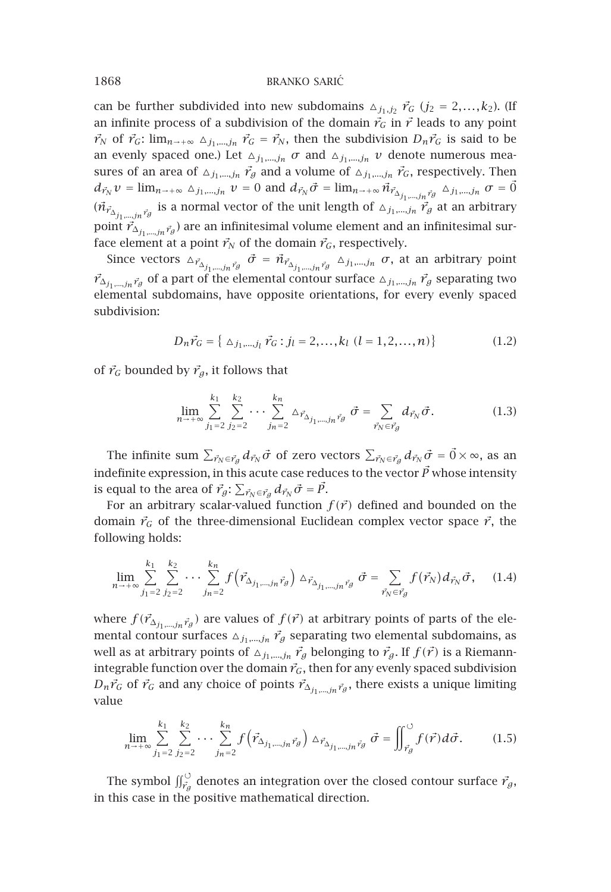can be further subdivided into new subdomains $\triangle_{j_1,j_2}\vec{r}_G$ ($j_2 = 2,\dots,k_2$). (If an infinite process of a subdivision of the domain $\vec{r}_G$ in $\vec{r}$ leads to any point $\vec{r}_N$ of $\vec{r}_G$: $\lim_{n\to+\infty}\triangle_{j_1,\dots,j_n}\vec{r}_G = \vec{r}_N$, then the subdivision $D_n\vec{r}_G$ is said to be an evenly spaced one.) Let $\triangle_{j_1,\dots,j_n}\sigma$ and $\triangle_{j_1,\dots,j_n}v$ denote numerous measures of an area of $\triangle_{j_1,\dots,j_n}\vec{r}_g$ and a volume of $\triangle_{j_1,\dots,j_n}\vec{r}_G$, respectively. Then $d_{\vec{r}_N}v = \lim_{n\to+\infty}\triangle_{j_1,\dots,j_n}v = 0$ and $d_{\vec{r}_N}\vec{\sigma} = \lim_{n\to+\infty}\vec{n}_{\vec{r}_{\triangle_{j_1,\dots,j_n}\vec{r}_g}}\triangle_{j_1,\dots,j_n}\sigma = \vec{0}$ ($\vec{n}_{\vec{r}_{\triangle_{j_1,\dots,j_n}\vec{r}_g}}$ is a normal vector of the unit length of $\triangle_{j_1,\dots,j_n}\vec{r}_g$ at an arbitrary point $\vec{r}_{\triangle_{j_1,\dots,j_n}\vec{r}_g}$) are an infinitesimal volume element and an infinitesimal surface element at a point $\vec{r}_N$ of the domain $\vec{r}_G$, respectively.

Since vectors $\triangle_{\vec{r}_{\triangle_{j_1,\dots,j_n}\vec{r}_g}}\vec{\sigma} = \vec{n}_{\vec{r}_{\triangle_{j_1,\dots,j_n}\vec{r}_g}}\triangle_{j_1,\dots,j_n}\sigma$, at an arbitrary point $\vec{r}_{\triangle_{j_1,\dots,j_n}\vec{r}_g}$ of a part of the elemental contour surface $\triangle_{j_1,\dots,j_n}\vec{r}_g$ separating two elemental subdomains, have opposite orientations, for every evenly spaced subdivision:

$$D_n\vec{r}_G = \{\triangle_{j_1,\dots,j_l}\vec{r}_G : j_l = 2,\dots,k_l\ (l = 1,2,\dots,n)\} \tag{1.2}$$

of $\vec{r}_G$ bounded by $\vec{r}_g$, it follows that

$$\lim_{n\to+\infty}\sum_{j_1=2}^{k_1}\sum_{j_2=2}^{k_2}\cdots\sum_{j_n=2}^{k_n}\triangle_{\vec{r}_{\triangle_{j_1,\dots,j_n}\vec{r}_g}}\vec{\sigma} = \sum_{\vec{r}_N\in\vec{r}_g} d_{\vec{r}_N}\vec{\sigma}. \tag{1.3}$$

The infinite sum $\sum_{\vec{r}_N\in\vec{r}_g} d_{\vec{r}_N}\vec{\sigma}$ of zero vectors $\sum_{\vec{r}_N\in\vec{r}_g} d_{\vec{r}_N}\vec{\sigma} = \vec{0}\times\infty$, as an indefinite expression, in this acute case reduces to the vector $\vec{P}$ whose intensity is equal to the area of $\vec{r}_g$: $\sum_{\vec{r}_N\in\vec{r}_g} d_{\vec{r}_N}\vec{\sigma} = \vec{P}$.

For an arbitrary scalar-valued function $f(\vec{r})$ defined and bounded on the domain $\vec{r}_G$ of the three-dimensional Euclidean complex vector space $\vec{r}$, the following holds:

$$\lim_{n\to+\infty}\sum_{j_1=2}^{k_1}\sum_{j_2=2}^{k_2}\cdots\sum_{j_n=2}^{k_n} f\left(\vec{r}_{\triangle_{j_1,\dots,j_n}\vec{r}_g}\right)\triangle_{\vec{r}_{\triangle_{j_1,\dots,j_n}\vec{r}_g}}\vec{\sigma} = \sum_{\vec{r}_N\in\vec{r}_g} f(\vec{r}_N)\, d_{\vec{r}_N}\vec{\sigma}, \tag{1.4}$$

where $f(\vec{r}_{\triangle_{j_1,\dots,j_n}\vec{r}_g})$ are values of $f(\vec{r})$ at arbitrary points of parts of the elemental contour surfaces $\triangle_{j_1,\dots,j_n}\vec{r}_g$ separating two elemental subdomains, as well as at arbitrary points of $\triangle_{j_1,\dots,j_n}\vec{r}_g$ belonging to $\vec{r}_g$. If $f(\vec{r})$ is a Riemann-integrable function over the domain $\vec{r}_G$, then for any evenly spaced subdivision $D_n\vec{r}_G$ of $\vec{r}_G$ and any choice of points $\vec{r}_{\triangle_{j_1,\dots,j_n}\vec{r}_g}$, there exists a unique limiting value

$$\lim_{n\to+\infty}\sum_{j_1=2}^{k_1}\sum_{j_2=2}^{k_2}\cdots\sum_{j_n=2}^{k_n} f\left(\vec{r}_{\triangle_{j_1,\dots,j_n}\vec{r}_g}\right)\triangle_{\vec{r}_{\triangle_{j_1,\dots,j_n}\vec{r}_g}}\vec{\sigma} = \iint_{\vec{r}_g}^{\circlearrowleft} f(\vec{r})\, d\vec{\sigma}. \tag{1.5}$$

The symbol $\iint_{\vec{r}_g}^{\circlearrowleft}$ denotes an integration over the closed contour surface $\vec{r}_g$, in this case in the positive mathematical direction.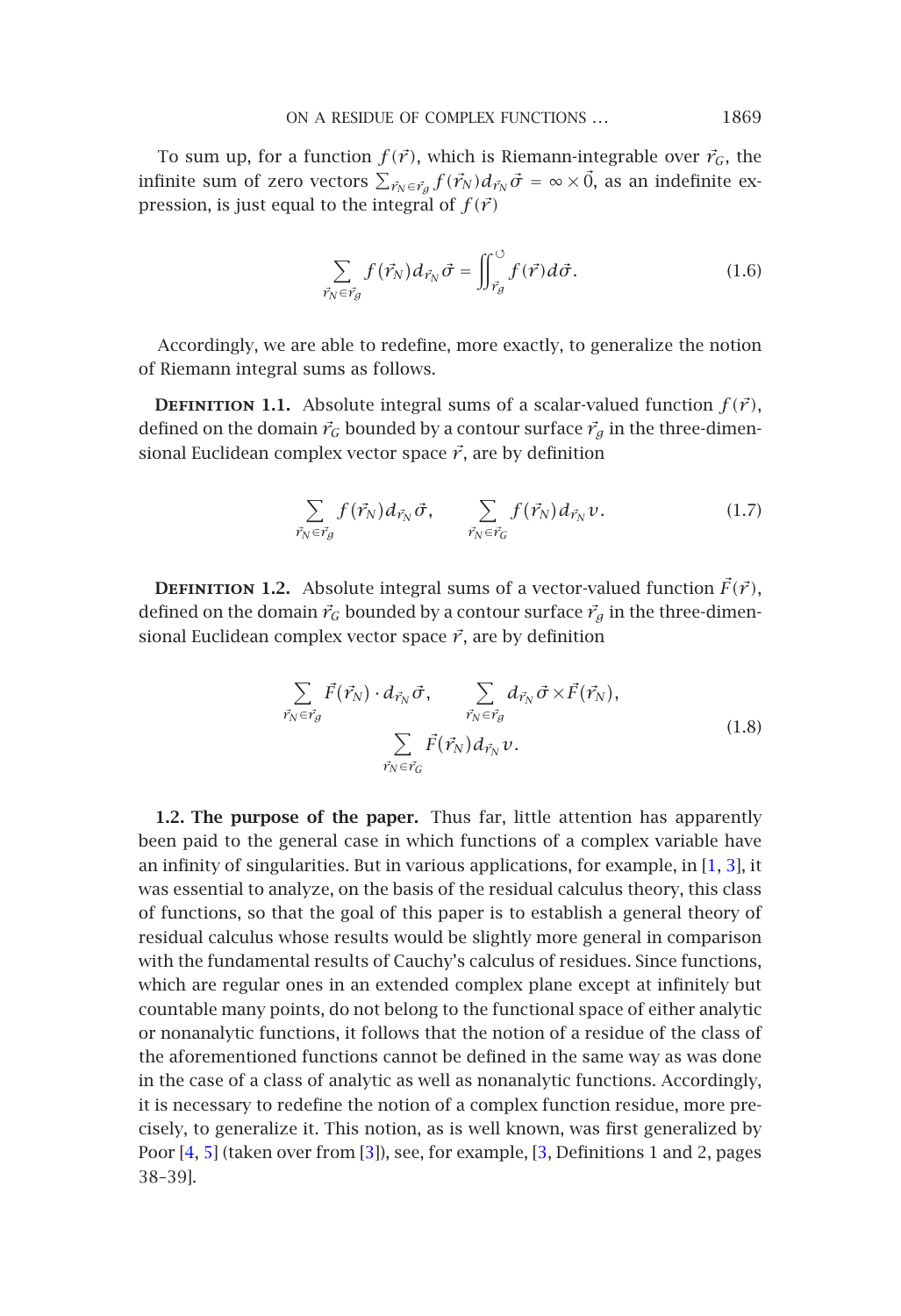To sum up, for a function $f(\vec{r})$, which is Riemann-integrable over $\vec{r}_G$, the infinite sum of zero vectors $\sum_{\vec{r}_N \in \vec{r}_g} f(\vec{r}_N) d_{\vec{r}_N} \vec{\sigma} = \infty \times \vec{0}$, as an indefinite expression, is just equal to the integral of $f(\vec{r})$

$$\sum_{\vec{r}_N \in \vec{r}_g} f(\vec{r}_N) d_{\vec{r}_N} \vec{\sigma} = \oiint_{\vec{r}_g} f(\vec{r}) d\vec{\sigma}. \tag{1.6}$$

Accordingly, we are able to redefine, more exactly, to generalize the notion of Riemann integral sums as follows.

**Definition 1.1.** Absolute integral sums of a scalar-valued function $f(\vec{r})$, defined on the domain $\vec{r}_G$ bounded by a contour surface $\vec{r}_g$ in the three-dimensional Euclidean complex vector space $\vec{r}$, are by definition

$$\sum_{\vec{r}_N \in \vec{r}_g} f(\vec{r}_N) d_{\vec{r}_N} \vec{\sigma}, \qquad \sum_{\vec{r}_N \in \vec{r}_G} f(\vec{r}_N) d_{\vec{r}_N} v. \tag{1.7}$$

**Definition 1.2.** Absolute integral sums of a vector-valued function $\vec{F}(\vec{r})$, defined on the domain $\vec{r}_G$ bounded by a contour surface $\vec{r}_g$ in the three-dimensional Euclidean complex vector space $\vec{r}$, are by definition

$$\sum_{\vec{r}_N \in \vec{r}_g} \vec{F}(\vec{r}_N) \cdot d_{\vec{r}_N} \vec{\sigma}, \qquad \sum_{\vec{r}_N \in \vec{r}_g} d_{\vec{r}_N} \vec{\sigma} \times \vec{F}(\vec{r}_N),$$
$$\sum_{\vec{r}_N \in \vec{r}_G} \vec{F}(\vec{r}_N) d_{\vec{r}_N} v. \tag{1.8}$$

**1.2. The purpose of the paper.** Thus far, little attention has apparently been paid to the general case in which functions of a complex variable have an infinity of singularities. But in various applications, for example, in [1, 3], it was essential to analyze, on the basis of the residual calculus theory, this class of functions, so that the goal of this paper is to establish a general theory of residual calculus whose results would be slightly more general in comparison with the fundamental results of Cauchy's calculus of residues. Since functions, which are regular ones in an extended complex plane except at infinitely but countable many points, do not belong to the functional space of either analytic or nonanalytic functions, it follows that the notion of a residue of the class of the aforementioned functions cannot be defined in the same way as was done in the case of a class of analytic as well as nonanalytic functions. Accordingly, it is necessary to redefine the notion of a complex function residue, more precisely, to generalize it. This notion, as is well known, was first generalized by Poor [4, 5] (taken over from [3]), see, for example, [3, Definitions 1 and 2, pages 38–39].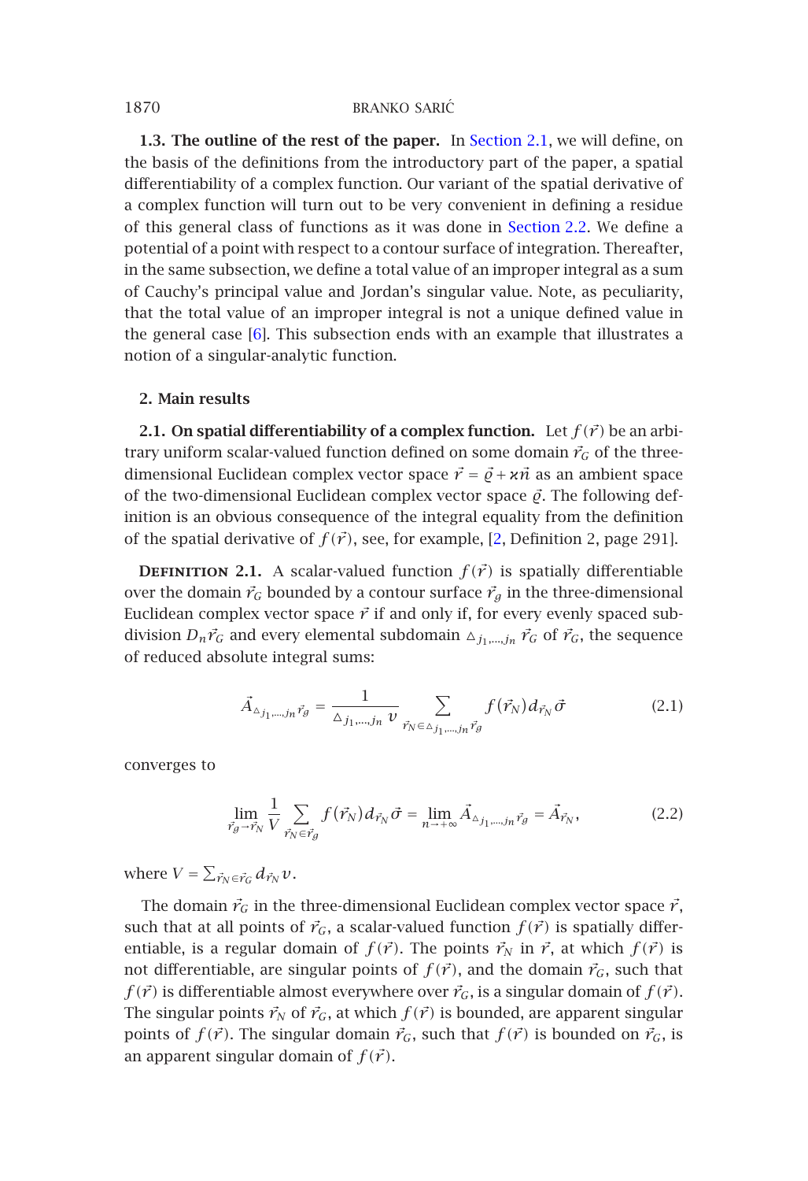**1.3. The outline of the rest of the paper.** In Section 2.1, we will define, on the basis of the definitions from the introductory part of the paper, a spatial differentiability of a complex function. Our variant of the spatial derivative of a complex function will turn out to be very convenient in defining a residue of this general class of functions as it was done in Section 2.2. We define a potential of a point with respect to a contour surface of integration. Thereafter, in the same subsection, we define a total value of an improper integral as a sum of Cauchy's principal value and Jordan's singular value. Note, as peculiarity, that the total value of an improper integral is not a unique defined value in the general case [6]. This subsection ends with an example that illustrates a notion of a singular-analytic function.

## 2. Main results

**2.1. On spatial differentiability of a complex function.** Let $f(\vec{r})$ be an arbitrary uniform scalar-valued function defined on some domain $\vec{r}_G$ of the three-dimensional Euclidean complex vector space $\vec{r} = \vec{\varrho} + \varkappa\vec{n}$ as an ambient space of the two-dimensional Euclidean complex vector space $\vec{\varrho}$. The following definition is an obvious consequence of the integral equality from the definition of the spatial derivative of $f(\vec{r})$, see, for example, [2, Definition 2, page 291].

**Definition 2.1.** A scalar-valued function $f(\vec{r})$ is spatially differentiable over the domain $\vec{r}_G$ bounded by a contour surface $\vec{r}_g$ in the three-dimensional Euclidean complex vector space $\vec{r}$ if and only if, for every evenly spaced subdivision $D_n\vec{r}_G$ and every elemental subdomain $\triangle_{j_1,\dots,j_n}\vec{r}_G$ of $\vec{r}_G$, the sequence of reduced absolute integral sums:

$$\vec{A}_{\triangle_{j_1,\dots,j_n}\vec{r}_g} = \frac{1}{\triangle_{j_1,\dots,j_n} v} \sum_{\vec{r}_N \in \triangle_{j_1,\dots,j_n}\vec{r}_g} f(\vec{r}_N)\, d_{\vec{r}_N}\vec{\sigma} \tag{2.1}$$

converges to

$$\lim_{\vec{r}_g \to \vec{r}_N} \frac{1}{V} \sum_{\vec{r}_N \in \vec{r}_g} f(\vec{r}_N)\, d_{\vec{r}_N}\vec{\sigma} = \lim_{n \to +\infty} \vec{A}_{\triangle_{j_1,\dots,j_n}\vec{r}_g} = \vec{A}_{\vec{r}_N}, \tag{2.2}$$

where $V = \sum_{\vec{r}_N \in \vec{r}_G} d_{\vec{r}_N} v$.

The domain $\vec{r}_G$ in the three-dimensional Euclidean complex vector space $\vec{r}$, such that at all points of $\vec{r}_G$, a scalar-valued function $f(\vec{r})$ is spatially differentiable, is a regular domain of $f(\vec{r})$. The points $\vec{r}_N$ in $\vec{r}$, at which $f(\vec{r})$ is not differentiable, are singular points of $f(\vec{r})$, and the domain $\vec{r}_G$, such that $f(\vec{r})$ is differentiable almost everywhere over $\vec{r}_G$, is a singular domain of $f(\vec{r})$. The singular points $\vec{r}_N$ of $\vec{r}_G$, at which $f(\vec{r})$ is bounded, are apparent singular points of $f(\vec{r})$. The singular domain $\vec{r}_G$, such that $f(\vec{r})$ is bounded on $\vec{r}_G$, is an apparent singular domain of $f(\vec{r})$.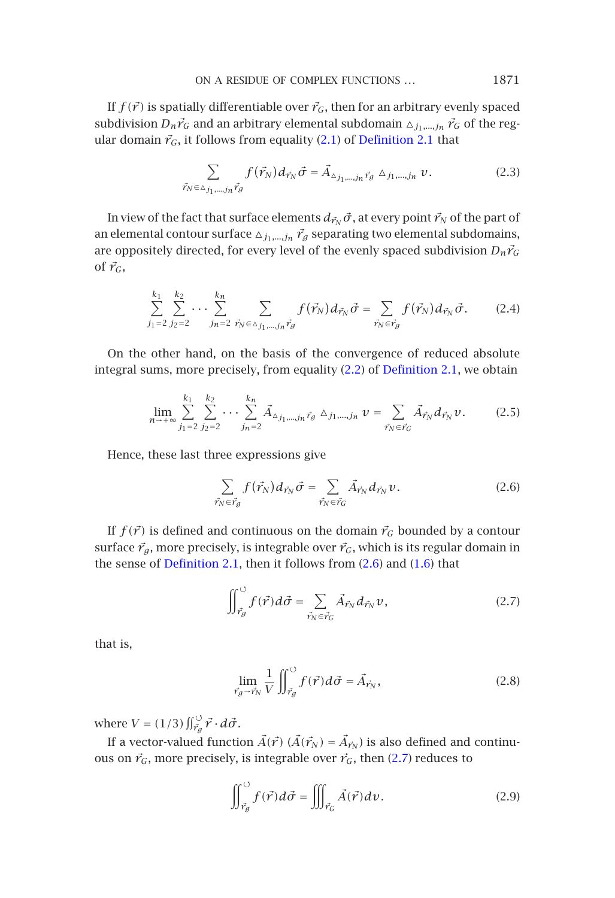If $f(\vec{r})$ is spatially differentiable over $\vec{r}_G$, then for an arbitrary evenly spaced subdivision $D_n\vec{r}_G$ and an arbitrary elemental subdomain $\triangle_{j_1,\ldots,j_n}\vec{r}_G$ of the regular domain $\vec{r}_G$, it follows from equality (2.1) of Definition 2.1 that

$$\sum_{\vec{r}_N \in \triangle_{j_1,\ldots,j_n}\vec{r}_g} f(\vec{r}_N)\, d_{\vec{r}_N}\vec{\sigma} = \vec{A}_{\triangle_{j_1,\ldots,j_n}\vec{r}_g}\, \triangle_{j_1,\ldots,j_n} v. \tag{2.3}$$

In view of the fact that surface elements $d_{\vec{r}_N}\vec{\sigma}$, at every point $\vec{r}_N$ of the part of an elemental contour surface $\triangle_{j_1,\ldots,j_n}\vec{r}_g$ separating two elemental subdomains, are oppositely directed, for every level of the evenly spaced subdivision $D_n\vec{r}_G$ of $\vec{r}_G$,

$$\sum_{j_1=2}^{k_1}\sum_{j_2=2}^{k_2}\cdots\sum_{j_n=2}^{k_n}\ \sum_{\vec{r}_N \in \triangle_{j_1,\ldots,j_n}\vec{r}_g} f(\vec{r}_N)\, d_{\vec{r}_N}\vec{\sigma} = \sum_{\vec{r}_N \in \vec{r}_g} f(\vec{r}_N)\, d_{\vec{r}_N}\vec{\sigma}. \tag{2.4}$$

On the other hand, on the basis of the convergence of reduced absolute integral sums, more precisely, from equality (2.2) of Definition 2.1, we obtain

$$\lim_{n\to+\infty}\sum_{j_1=2}^{k_1}\sum_{j_2=2}^{k_2}\cdots\sum_{j_n=2}^{k_n} \vec{A}_{\triangle_{j_1,\ldots,j_n}\vec{r}_g}\, \triangle_{j_1,\ldots,j_n} v = \sum_{\vec{r}_N \in \vec{r}_G} \vec{A}_{\vec{r}_N}\, d_{\vec{r}_N} v. \tag{2.5}$$

Hence, these last three expressions give

$$\sum_{\vec{r}_N \in \vec{r}_g} f(\vec{r}_N)\, d_{\vec{r}_N}\vec{\sigma} = \sum_{\vec{r}_N \in \vec{r}_G} \vec{A}_{\vec{r}_N}\, d_{\vec{r}_N} v. \tag{2.6}$$

If $f(\vec{r})$ is defined and continuous on the domain $\vec{r}_G$ bounded by a contour surface $\vec{r}_g$, more precisely, is integrable over $\vec{r}_G$, which is its regular domain in the sense of Definition 2.1, then it follows from (2.6) and (1.6) that

$$\oint\!\!\!\oint_{\vec{r}_g} f(\vec{r})\, d\vec{\sigma} = \sum_{\vec{r}_N \in \vec{r}_G} \vec{A}_{\vec{r}_N}\, d_{\vec{r}_N} v, \tag{2.7}$$

that is,

$$\lim_{\vec{r}_g \to \vec{r}_N} \frac{1}{V} \oint\!\!\!\oint_{\vec{r}_g} f(\vec{r})\, d\vec{\sigma} = \vec{A}_{\vec{r}_N}, \tag{2.8}$$

where $V = (1/3)\oint\!\!\oint_{\vec{r}_g} \vec{r}\cdot d\vec{\sigma}$.

If a vector-valued function $\vec{A}(\vec{r})$ ($\vec{A}(\vec{r}_N) = \vec{A}_{\vec{r}_N}$) is also defined and continuous on $\vec{r}_G$, more precisely, is integrable over $\vec{r}_G$, then (2.7) reduces to

$$\oint\!\!\!\oint_{\vec{r}_g} f(\vec{r})\, d\vec{\sigma} = \iiint_{\vec{r}_G} \vec{A}(\vec{r})\, dv. \tag{2.9}$$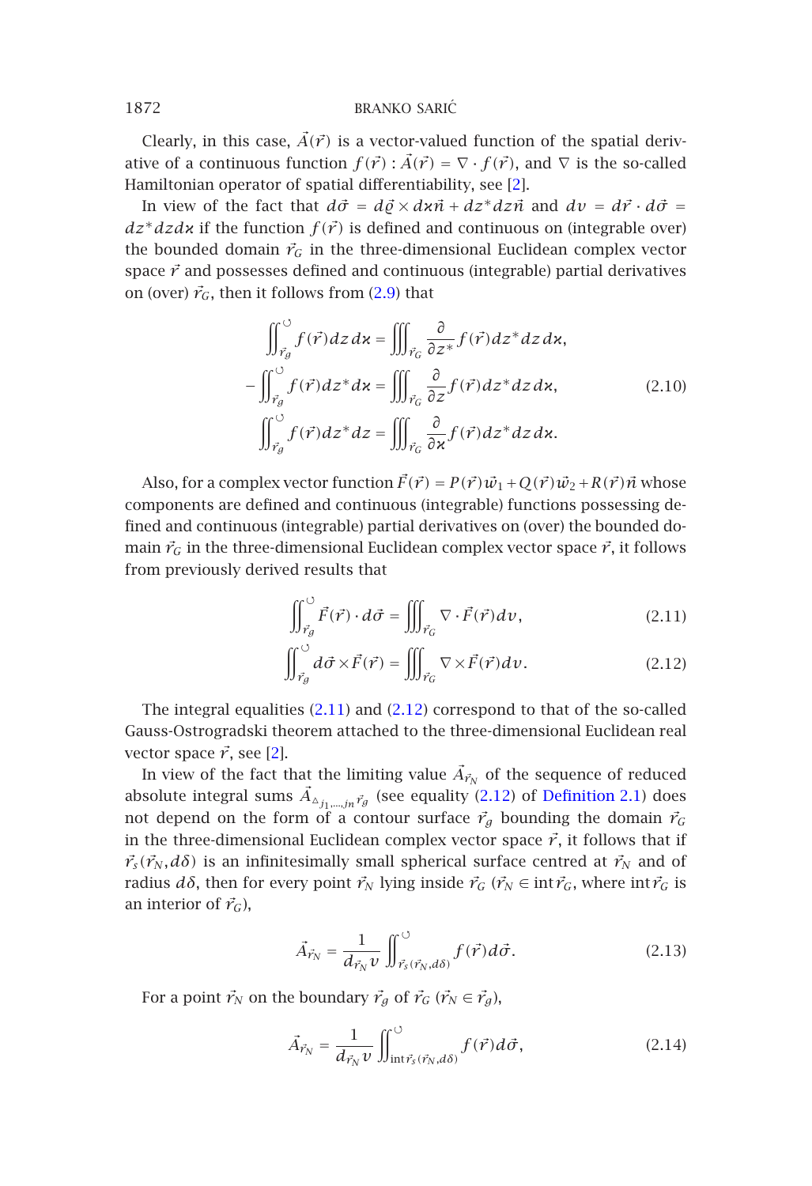Clearly, in this case, $\vec{A}(\vec{r})$ is a vector-valued function of the spatial derivative of a continuous function $f(\vec{r}) : \vec{A}(\vec{r}) = \nabla \cdot f(\vec{r})$, and $\nabla$ is the so-called Hamiltonian operator of spatial differentiability, see [2].

In view of the fact that $d\vec{\sigma} = d\vec{\varrho} \times d\varkappa\vec{n} + dz^* dz\vec{n}$ and $dv = d\vec{r} \cdot d\vec{\sigma} = dz^* dz d\varkappa$ if the function $f(\vec{r})$ is defined and continuous on (integrable over) the bounded domain $\vec{r}_G$ in the three-dimensional Euclidean complex vector space $\vec{r}$ and possesses defined and continuous (integrable) partial derivatives on (over) $\vec{r}_G$, then it follows from (2.9) that

$$
\begin{aligned}
\iint_{\vec{r}_g}^{\circlearrowleft} f(\vec{r}) dz\, d\varkappa &= \iiint_{\vec{r}_G} \frac{\partial}{\partial z^*} f(\vec{r}) dz^* dz\, d\varkappa, \\
-\iint_{\vec{r}_g}^{\circlearrowleft} f(\vec{r}) dz^* d\varkappa &= \iiint_{\vec{r}_G} \frac{\partial}{\partial z} f(\vec{r}) dz^* dz\, d\varkappa, \\
\iint_{\vec{r}_g}^{\circlearrowleft} f(\vec{r}) dz^* dz &= \iiint_{\vec{r}_G} \frac{\partial}{\partial \varkappa} f(\vec{r}) dz^* dz\, d\varkappa.
\end{aligned}
\tag{2.10}
$$

Also, for a complex vector function $\vec{F}(\vec{r}) = P(\vec{r})\vec{w}_1 + Q(\vec{r})\vec{w}_2 + R(\vec{r})\vec{n}$ whose components are defined and continuous (integrable) functions possessing defined and continuous (integrable) partial derivatives on (over) the bounded domain $\vec{r}_G$ in the three-dimensional Euclidean complex vector space $\vec{r}$, it follows from previously derived results that

$$
\iint_{\vec{r}_g}^{\circlearrowleft} \vec{F}(\vec{r}) \cdot d\vec{\sigma} = \iiint_{\vec{r}_G} \nabla \cdot \vec{F}(\vec{r}) dv, \tag{2.11}
$$

$$
\iint_{\vec{r}_g}^{\circlearrowleft} d\vec{\sigma} \times \vec{F}(\vec{r}) = \iiint_{\vec{r}_G} \nabla \times \vec{F}(\vec{r}) dv. \tag{2.12}
$$

The integral equalities (2.11) and (2.12) correspond to that of the so-called Gauss-Ostrogradski theorem attached to the three-dimensional Euclidean real vector space $\vec{r}$, see [2].

In view of the fact that the limiting value $\vec{A}_{\vec{r}_N}$ of the sequence of reduced absolute integral sums $\vec{A}_{\triangle_{j_1,\dots,j_n}\vec{r}_g}$ (see equality (2.12) of Definition 2.1) does not depend on the form of a contour surface $\vec{r}_g$ bounding the domain $\vec{r}_G$ in the three-dimensional Euclidean complex vector space $\vec{r}$, it follows that if $\vec{r}_s(\vec{r}_N, d\delta)$ is an infinitesimally small spherical surface centred at $\vec{r}_N$ and of radius $d\delta$, then for every point $\vec{r}_N$ lying inside $\vec{r}_G$ ($\vec{r}_N \in \operatorname{int}\vec{r}_G$, where $\operatorname{int}\vec{r}_G$ is an interior of $\vec{r}_G$),

$$
\vec{A}_{\vec{r}_N} = \frac{1}{d_{\vec{r}_N} v} \iint_{\vec{r}_s(\vec{r}_N, d\delta)}^{\circlearrowleft} f(\vec{r}) d\vec{\sigma}. \tag{2.13}
$$

For a point $\vec{r}_N$ on the boundary $\vec{r}_g$ of $\vec{r}_G$ ($\vec{r}_N \in \vec{r}_g$),

$$
\vec{A}_{\vec{r}_N} = \frac{1}{d_{\vec{r}_N} v} \iint_{\operatorname{int}\vec{r}_s(\vec{r}_N, d\delta)}^{\circlearrowleft} f(\vec{r}) d\vec{\sigma}, \tag{2.14}
$$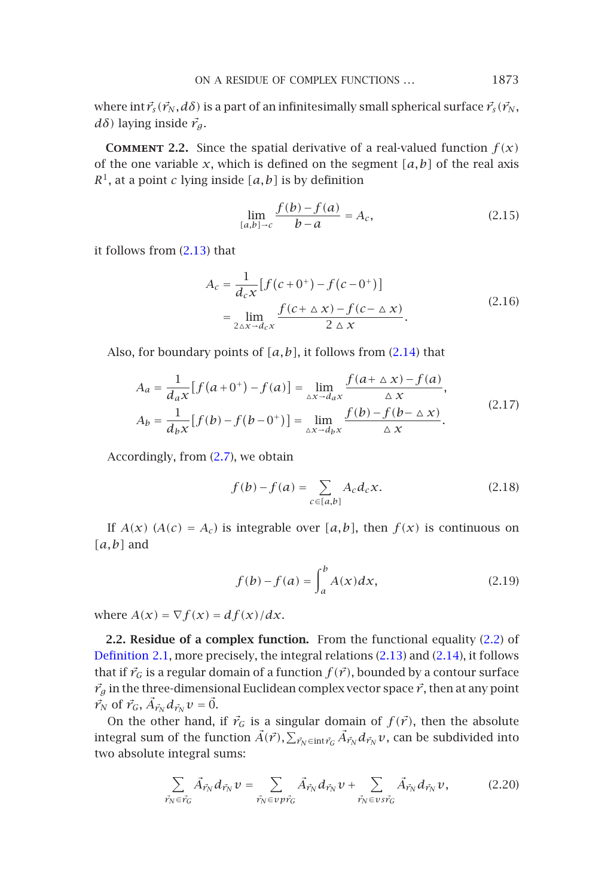where $\mathrm{int}\,\vec{r}_s(\vec{r}_N, d\delta)$ is a part of an infinitesimally small spherical surface $\vec{r}_s(\vec{r}_N, d\delta)$ laying inside $\vec{r}_g$.

**Comment 2.2.** Since the spatial derivative of a real-valued function $f(x)$ of the one variable $x$, which is defined on the segment $[a,b]$ of the real axis $R^1$, at a point $c$ lying inside $[a,b]$ is by definition

$$\lim_{[a,b]\to c} \frac{f(b)-f(a)}{b-a} = A_c, \tag{2.15}$$

it follows from (2.13) that

$$\begin{aligned} A_c &= \frac{1}{d_c x}\left[f\left(c+0^+\right) - f\left(c-0^+\right)\right] \\ &= \lim_{2\triangle x \to d_c x} \frac{f(c+\triangle x) - f(c-\triangle x)}{2\triangle x}. \end{aligned} \tag{2.16}$$

Also, for boundary points of $[a,b]$, it follows from (2.14) that

$$\begin{aligned} A_a &= \frac{1}{d_a x}\left[f\left(a+0^+\right) - f(a)\right] = \lim_{\triangle x \to d_a x} \frac{f(a+\triangle x) - f(a)}{\triangle x}, \\ A_b &= \frac{1}{d_b x}\left[f(b) - f\left(b-0^+\right)\right] = \lim_{\triangle x \to d_b x} \frac{f(b) - f(b-\triangle x)}{\triangle x}. \end{aligned} \tag{2.17}$$

Accordingly, from (2.7), we obtain

$$f(b) - f(a) = \sum_{c\in[a,b]} A_c d_c x. \tag{2.18}$$

If $A(x)$ $(A(c) = A_c)$ is integrable over $[a,b]$, then $f(x)$ is continuous on $[a,b]$ and

$$f(b) - f(a) = \int_a^b A(x)\,dx, \tag{2.19}$$

where $A(x) = \nabla f(x) = df(x)/dx$.

**2.2. Residue of a complex function.** From the functional equality (2.2) of Definition 2.1, more precisely, the integral relations (2.13) and (2.14), it follows that if $\vec{r}_G$ is a regular domain of a function $f(\vec{r})$, bounded by a contour surface $\vec{r}_g$ in the three-dimensional Euclidean complex vector space $\vec{r}$, then at any point $\vec{r}_N$ of $\vec{r}_G$, $\vec{A}_{\vec{r}_N} d_{\vec{r}_N} v = \vec{0}$.

On the other hand, if $\vec{r}_G$ is a singular domain of $f(\vec{r})$, then the absolute integral sum of the function $\vec{A}(\vec{r}), \sum_{\vec{r}_N \in \mathrm{int}\,\vec{r}_G} \vec{A}_{\vec{r}_N} d_{\vec{r}_N} v$, can be subdivided into two absolute integral sums:

$$\sum_{\vec{r}_N \in \vec{r}_G} \vec{A}_{\vec{r}_N} d_{\vec{r}_N} v = \sum_{\vec{r}_N \in vp\vec{r}_G} \vec{A}_{\vec{r}_N} d_{\vec{r}_N} v + \sum_{\vec{r}_N \in vs\vec{r}_G} \vec{A}_{\vec{r}_N} d_{\vec{r}_N} v, \tag{2.20}$$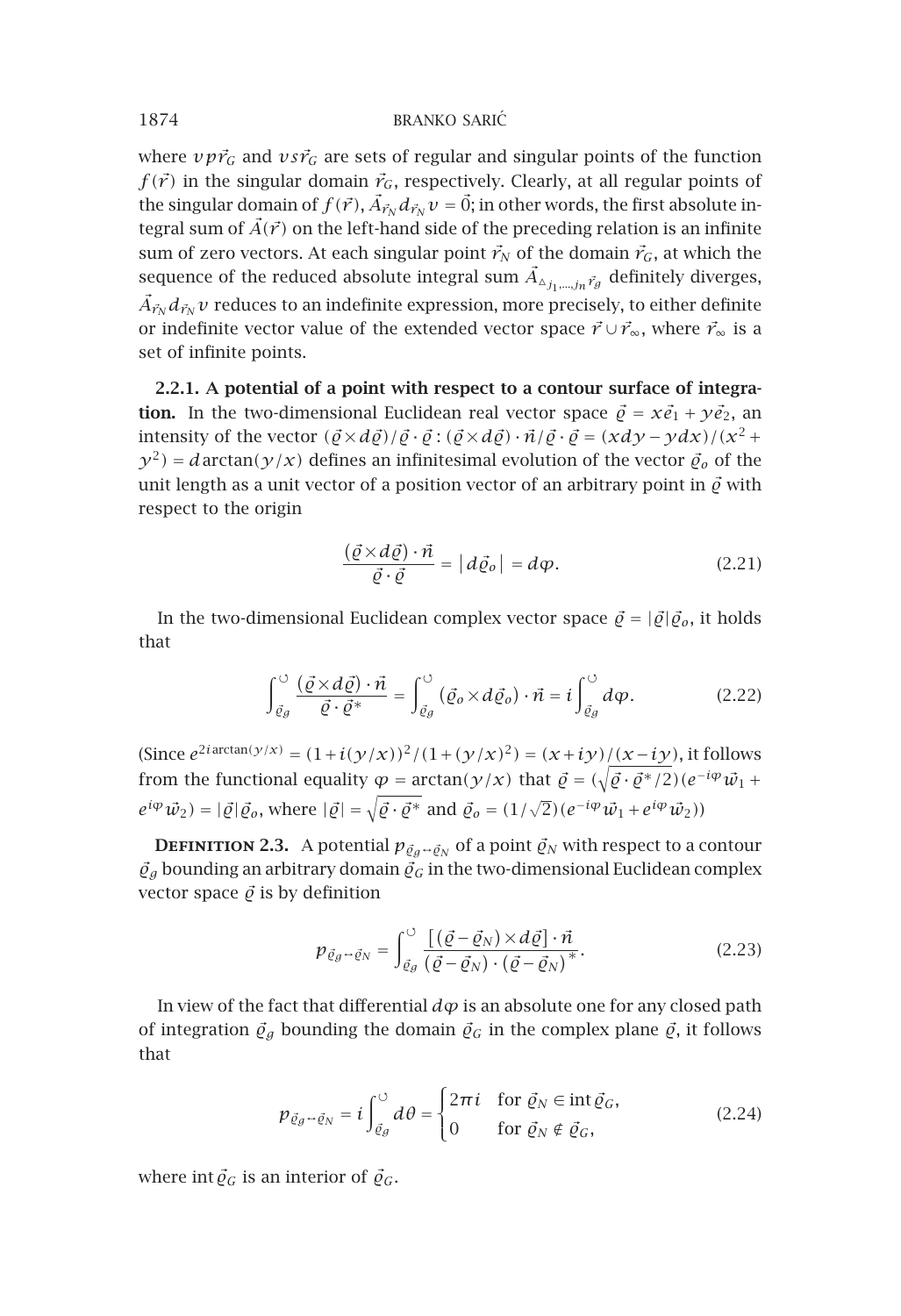where $vp\vec{r}_G$ and $vs\vec{r}_G$ are sets of regular and singular points of the function $f(\vec{r})$ in the singular domain $\vec{r}_G$, respectively. Clearly, at all regular points of the singular domain of $f(\vec{r})$, $\vec{A}_{\vec{r}_N} d_{\vec{r}_N} v = \vec{0}$; in other words, the first absolute integral sum of $\vec{A}(\vec{r})$ on the left-hand side of the preceding relation is an infinite sum of zero vectors. At each singular point $\vec{r}_N$ of the domain $\vec{r}_G$, at which the sequence of the reduced absolute integral sum $\vec{A}_{\triangle_{j_1,\ldots,j_n}\vec{r}_g}$ definitely diverges, $\vec{A}_{\vec{r}_N} d_{\vec{r}_N} v$ reduces to an indefinite expression, more precisely, to either definite or indefinite vector value of the extended vector space $\vec{r} \cup \vec{r}_\infty$, where $\vec{r}_\infty$ is a set of infinite points.

**2.2.1. A potential of a point with respect to a contour surface of integration.** In the two-dimensional Euclidean real vector space $\vec{\varrho} = x\vec{e}_1 + y\vec{e}_2$, an intensity of the vector $(\vec{\varrho} \times d\vec{\varrho})/\vec{\varrho} \cdot \vec{\varrho} : (\vec{\varrho} \times d\vec{\varrho}) \cdot \vec{n}/\vec{\varrho} \cdot \vec{\varrho} = (x\,dy - y\,dx)/(x^2 + y^2) = d\arctan(y/x)$ defines an infinitesimal evolution of the vector $\vec{\varrho}_o$ of the unit length as a unit vector of a position vector of an arbitrary point in $\vec{\varrho}$ with respect to the origin

$$\frac{(\vec{\varrho} \times d\vec{\varrho}) \cdot \vec{n}}{\vec{\varrho} \cdot \vec{\varrho}} = \left| d\vec{\varrho}_o \right| = d\varphi. \tag{2.21}$$

In the two-dimensional Euclidean complex vector space $\vec{\varrho} = |\vec{\varrho}|\vec{\varrho}_o$, it holds that

$$\int_{\vec{\varrho}_g}^{\circlearrowleft} \frac{(\vec{\varrho} \times d\vec{\varrho}) \cdot \vec{n}}{\vec{\varrho} \cdot \vec{\varrho}^*} = \int_{\vec{\varrho}_g}^{\circlearrowleft} (\vec{\varrho}_o \times d\vec{\varrho}_o) \cdot \vec{n} = i \int_{\vec{\varrho}_g}^{\circlearrowleft} d\varphi. \tag{2.22}$$

(Since $e^{2i\arctan(y/x)} = (1 + i(y/x))^2/(1 + (y/x)^2) = (x + iy)/(x - iy)$, it follows from the functional equality $\varphi = \arctan(y/x)$ that $\vec{\varrho} = (\sqrt{\vec{\varrho} \cdot \vec{\varrho}^*/2})(e^{-i\varphi}\vec{w}_1 + e^{i\varphi}\vec{w}_2) = |\vec{\varrho}|\vec{\varrho}_o$, where $|\vec{\varrho}| = \sqrt{\vec{\varrho} \cdot \vec{\varrho}^*}$ and $\vec{\varrho}_o = (1/\sqrt{2})(e^{-i\varphi}\vec{w}_1 + e^{i\varphi}\vec{w}_2)$)

**Definition 2.3.** A potential $p_{\vec{\varrho}_g \leftrightarrow \vec{\varrho}_N}$ of a point $\vec{\varrho}_N$ with respect to a contour $\vec{\varrho}_g$ bounding an arbitrary domain $\vec{\varrho}_G$ in the two-dimensional Euclidean complex vector space $\vec{\varrho}$ is by definition

$$p_{\vec{\varrho}_g \leftrightarrow \vec{\varrho}_N} = \int_{\vec{\varrho}_g}^{\circlearrowleft} \frac{\left[(\vec{\varrho} - \vec{\varrho}_N) \times d\vec{\varrho}\right] \cdot \vec{n}}{(\vec{\varrho} - \vec{\varrho}_N) \cdot (\vec{\varrho} - \vec{\varrho}_N)^*}. \tag{2.23}$$

In view of the fact that differential $d\varphi$ is an absolute one for any closed path of integration $\vec{\varrho}_g$ bounding the domain $\vec{\varrho}_G$ in the complex plane $\vec{\varrho}$, it follows that

$$p_{\vec{\varrho}_g \leftrightarrow \vec{\varrho}_N} = i \int_{\vec{\varrho}_g}^{\circlearrowleft} d\theta = \begin{cases} 2\pi i & \text{for } \vec{\varrho}_N \in \operatorname{int} \vec{\varrho}_G, \\ 0 & \text{for } \vec{\varrho}_N \notin \vec{\varrho}_G, \end{cases} \tag{2.24}$$

where $\operatorname{int} \vec{\varrho}_G$ is an interior of $\vec{\varrho}_G$.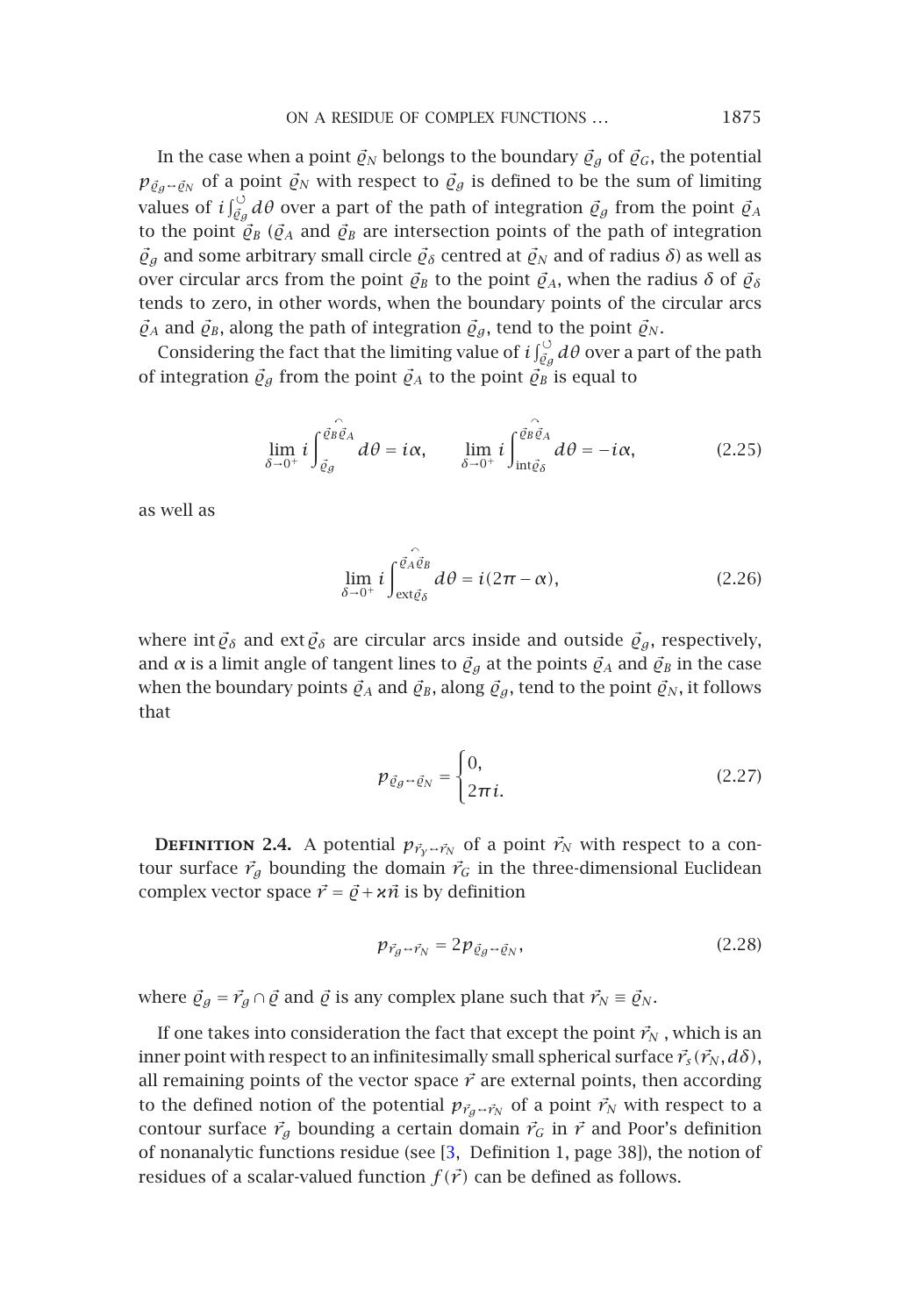In the case when a point $\vec{\varrho}_N$ belongs to the boundary $\vec{\varrho}_g$ of $\vec{\varrho}_G$, the potential $p_{\vec{\varrho}_g \leftrightarrow \vec{\varrho}_N}$ of a point $\vec{\varrho}_N$ with respect to $\vec{\varrho}_g$ is defined to be the sum of limiting values of $i\int_{\vec{\varrho}_g}^{\circlearrowleft} d\theta$ over a part of the path of integration $\vec{\varrho}_g$ from the point $\vec{\varrho}_A$ to the point $\vec{\varrho}_B$ ($\vec{\varrho}_A$ and $\vec{\varrho}_B$ are intersection points of the path of integration $\vec{\varrho}_g$ and some arbitrary small circle $\vec{\varrho}_\delta$ centred at $\vec{\varrho}_N$ and of radius $\delta$) as well as over circular arcs from the point $\vec{\varrho}_B$ to the point $\vec{\varrho}_A$, when the radius $\delta$ of $\vec{\varrho}_\delta$ tends to zero, in other words, when the boundary points of the circular arcs $\vec{\varrho}_A$ and $\vec{\varrho}_B$, along the path of integration $\vec{\varrho}_g$, tend to the point $\vec{\varrho}_N$.

Considering the fact that the limiting value of $i\int_{\vec{\varrho}_g}^{\circlearrowleft} d\theta$ over a part of the path of integration $\vec{\varrho}_g$ from the point $\vec{\varrho}_A$ to the point $\vec{\varrho}_B$ is equal to

$$\lim_{\delta\to 0^+} i\int_{\vec{\varrho}_g}^{\widehat{\vec{\varrho}_B\vec{\varrho}_A}} d\theta = i\alpha, \qquad \lim_{\delta\to 0^+} i\int_{\operatorname{int}\vec{\varrho}_\delta}^{\widehat{\vec{\varrho}_B\vec{\varrho}_A}} d\theta = -i\alpha, \tag{2.25}$$

as well as

$$\lim_{\delta\to 0^+} i\int_{\operatorname{ext}\vec{\varrho}_\delta}^{\widehat{\vec{\varrho}_A\vec{\varrho}_B}} d\theta = i(2\pi-\alpha), \tag{2.26}$$

where $\operatorname{int}\vec{\varrho}_\delta$ and $\operatorname{ext}\vec{\varrho}_\delta$ are circular arcs inside and outside $\vec{\varrho}_g$, respectively, and $\alpha$ is a limit angle of tangent lines to $\vec{\varrho}_g$ at the points $\vec{\varrho}_A$ and $\vec{\varrho}_B$ in the case when the boundary points $\vec{\varrho}_A$ and $\vec{\varrho}_B$, along $\vec{\varrho}_g$, tend to the point $\vec{\varrho}_N$, it follows that

$$p_{\vec{\varrho}_g \leftrightarrow \vec{\varrho}_N} = \begin{cases} 0, \\ 2\pi i. \end{cases} \tag{2.27}$$

**Definition 2.4.** A potential $p_{\vec{r}_\gamma \leftrightarrow \vec{r}_N}$ of a point $\vec{r}_N$ with respect to a contour surface $\vec{r}_g$ bounding the domain $\vec{r}_G$ in the three-dimensional Euclidean complex vector space $\vec{r} = \vec{\varrho} + \varkappa\vec{n}$ is by definition

$$p_{\vec{r}_g \leftrightarrow \vec{r}_N} = 2p_{\vec{\varrho}_g \leftrightarrow \vec{\varrho}_N}, \tag{2.28}$$

where $\vec{\varrho}_g = \vec{r}_g \cap \vec{\varrho}$ and $\vec{\varrho}$ is any complex plane such that $\vec{r}_N \equiv \vec{\varrho}_N$.

If one takes into consideration the fact that except the point $\vec{r}_N$, which is an inner point with respect to an infinitesimally small spherical surface $\vec{r}_s(\vec{r}_N, d\delta)$, all remaining points of the vector space $\vec{r}$ are external points, then according to the defined notion of the potential $p_{\vec{r}_g \leftrightarrow \vec{r}_N}$ of a point $\vec{r}_N$ with respect to a contour surface $\vec{r}_g$ bounding a certain domain $\vec{r}_G$ in $\vec{r}$ and Poor's definition of nonanalytic functions residue (see [3, Definition 1, page 38]), the notion of residues of a scalar-valued function $f(\vec{r})$ can be defined as follows.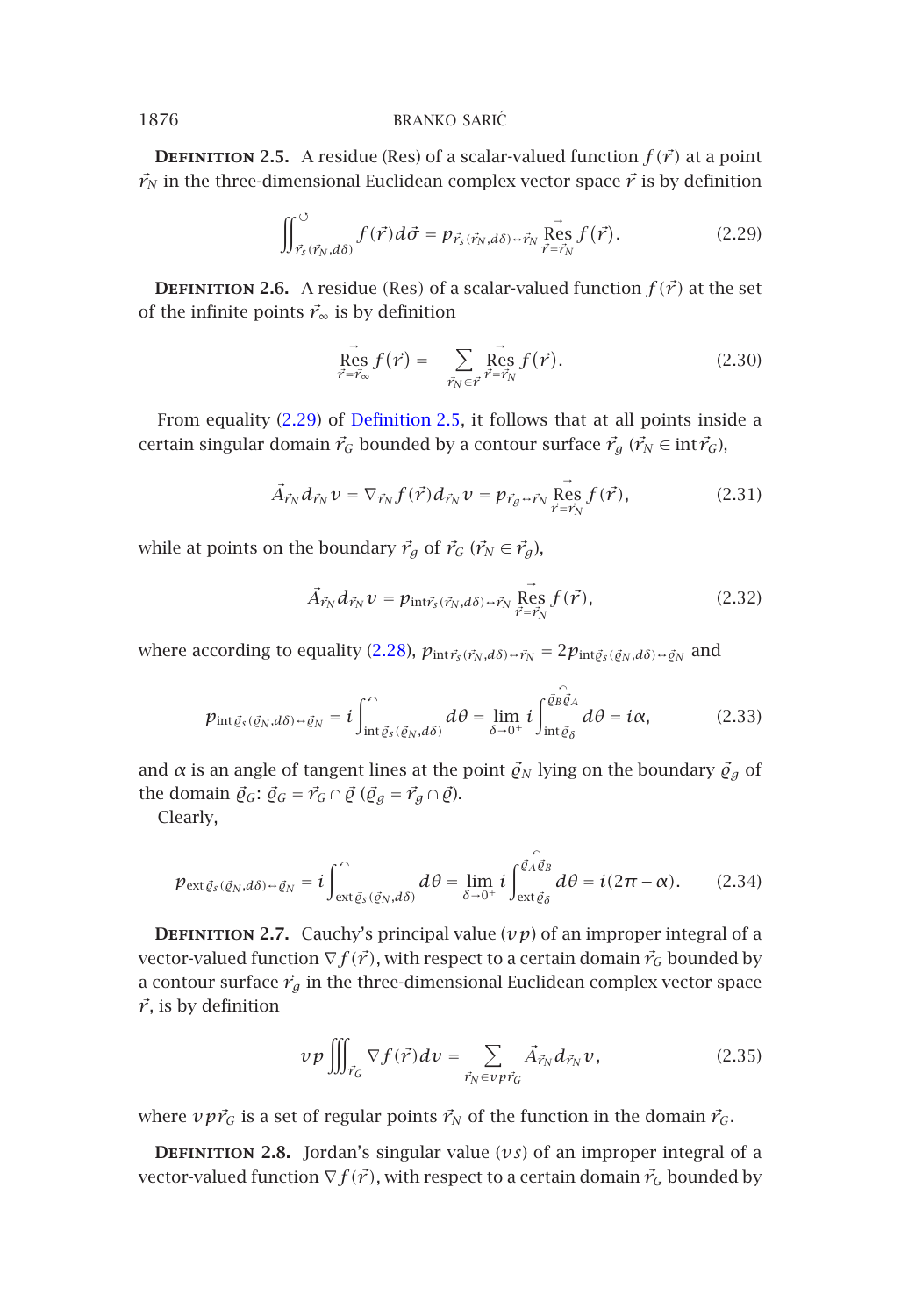**Definition 2.5.** A residue (Res) of a scalar-valued function $f(\vec{r})$ at a point $\vec{r}_N$ in the three-dimensional Euclidean complex vector space $\vec{r}$ is by definition

$$\iint_{\vec{r}_s(\vec{r}_N,d\delta)}^{\circlearrowleft} f(\vec{r})d\vec{\sigma} = p_{\vec{r}_s(\vec{r}_N,d\delta)\leftrightarrow\vec{r}_N} \overrightarrow{\underset{\vec{r}=\vec{r}_N}{\operatorname{Res}}} f(\vec{r}). \tag{2.29}$$

**Definition 2.6.** A residue (Res) of a scalar-valued function $f(\vec{r})$ at the set of the infinite points $\vec{r}_\infty$ is by definition

$$\overrightarrow{\underset{\vec{r}=\vec{r}_\infty}{\operatorname{Res}}} f(\vec{r}) = -\sum_{\vec{r}_N\in\vec{r}} \overrightarrow{\underset{\vec{r}=\vec{r}_N}{\operatorname{Res}}} f(\vec{r}). \tag{2.30}$$

From equality (2.29) of Definition 2.5, it follows that at all points inside a certain singular domain $\vec{r}_G$ bounded by a contour surface $\vec{r}_g$ ($\vec{r}_N \in \operatorname{int}\vec{r}_G$),

$$\vec{A}_{\vec{r}_N} d_{\vec{r}_N} v = \nabla_{\vec{r}_N} f(\vec{r}) d_{\vec{r}_N} v = p_{\vec{r}_g\leftrightarrow\vec{r}_N} \overrightarrow{\underset{\vec{r}=\vec{r}_N}{\operatorname{Res}}} f(\vec{r}), \tag{2.31}$$

while at points on the boundary $\vec{r}_g$ of $\vec{r}_G$ ($\vec{r}_N \in \vec{r}_g$),

$$\vec{A}_{\vec{r}_N} d_{\vec{r}_N} v = p_{\operatorname{int}\vec{r}_s(\vec{r}_N,d\delta)\leftrightarrow\vec{r}_N} \overrightarrow{\underset{\vec{r}=\vec{r}_N}{\operatorname{Res}}} f(\vec{r}), \tag{2.32}$$

where according to equality (2.28), $p_{\operatorname{int}\vec{r}_s(\vec{r}_N,d\delta)\leftrightarrow\vec{r}_N} = 2p_{\operatorname{int}\vec{\varrho}_s(\vec{\varrho}_N,d\delta)\leftrightarrow\vec{\varrho}_N}$ and

$$p_{\operatorname{int}\vec{\varrho}_s(\vec{\varrho}_N,d\delta)\leftrightarrow\vec{\varrho}_N} = i\int_{\operatorname{int}\vec{\varrho}_s(\vec{\varrho}_N,d\delta)}^{\frown} d\theta = \lim_{\delta\to 0^+} i\int_{\operatorname{int}\vec{\varrho}_\delta}^{\overset{\frown}{\vec{\varrho}_B\vec{\varrho}_A}} d\theta = i\alpha, \tag{2.33}$$

and $\alpha$ is an angle of tangent lines at the point $\vec{\varrho}_N$ lying on the boundary $\vec{\varrho}_g$ of the domain $\vec{\varrho}_G$: $\vec{\varrho}_G = \vec{r}_G \cap \vec{\varrho}$ ($\vec{\varrho}_g = \vec{r}_g \cap \vec{\varrho}$).

Clearly,

$$p_{\operatorname{ext}\vec{\varrho}_s(\vec{\varrho}_N,d\delta)\leftrightarrow\vec{\varrho}_N} = i\int_{\operatorname{ext}\vec{\varrho}_s(\vec{\varrho}_N,d\delta)}^{\frown} d\theta = \lim_{\delta\to 0^+} i\int_{\operatorname{ext}\vec{\varrho}_\delta}^{\overset{\frown}{\vec{\varrho}_A\vec{\varrho}_B}} d\theta = i(2\pi-\alpha). \tag{2.34}$$

**Definition 2.7.** Cauchy's principal value ($vp$) of an improper integral of a vector-valued function $\nabla f(\vec{r})$, with respect to a certain domain $\vec{r}_G$ bounded by a contour surface $\vec{r}_g$ in the three-dimensional Euclidean complex vector space $\vec{r}$, is by definition

$$vp\iiint_{\vec{r}_G} \nabla f(\vec{r})dv = \sum_{\vec{r}_N\in vp\vec{r}_G} \vec{A}_{\vec{r}_N} d_{\vec{r}_N} v, \tag{2.35}$$

where $vp\vec{r}_G$ is a set of regular points $\vec{r}_N$ of the function in the domain $\vec{r}_G$.

**Definition 2.8.** Jordan's singular value ($vs$) of an improper integral of a vector-valued function $\nabla f(\vec{r})$, with respect to a certain domain $\vec{r}_G$ bounded by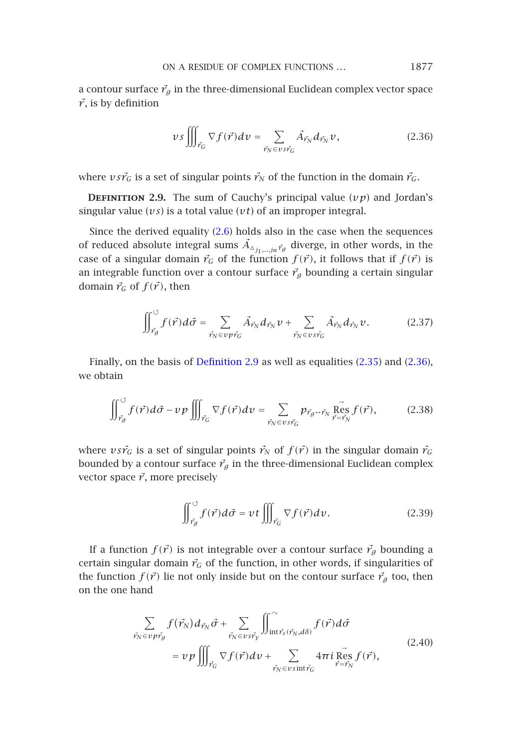a contour surface $\vec{r}_g$ in the three-dimensional Euclidean complex vector space $\vec{r}$, is by definition

$$vs \iiint_{\vec{r}_G} \nabla f(\vec{r}) dv = \sum_{\vec{r}_N \in vs\vec{r}_G} \vec{A}_{\vec{r}_N} d_{\vec{r}_N} v, \tag{2.36}$$

where $vs\vec{r}_G$ is a set of singular points $\vec{r}_N$ of the function in the domain $\vec{r}_G$.

**Definition 2.9.** The sum of Cauchy's principal value ($vp$) and Jordan's singular value ($vs$) is a total value ($vt$) of an improper integral.

Since the derived equality (2.6) holds also in the case when the sequences of reduced absolute integral sums $\vec{A}_{\triangle_{j_1,\dots,j_n}\vec{r}_g}$ diverge, in other words, in the case of a singular domain $\vec{r}_G$ of the function $f(\vec{r})$, it follows that if $f(\vec{r})$ is an integrable function over a contour surface $\vec{r}_g$ bounding a certain singular domain $\vec{r}_G$ of $f(\vec{r})$, then

$$\iint_{\vec{r}_g}^{\circlearrowleft} f(\vec{r}) d\vec{\sigma} = \sum_{\vec{r}_N \in vp\vec{r}_G} \vec{A}_{\vec{r}_N} d_{\vec{r}_N} v + \sum_{\vec{r}_N \in vs\vec{r}_G} \vec{A}_{\vec{r}_N} d_{\vec{r}_N} v. \tag{2.37}$$

Finally, on the basis of Definition 2.9 as well as equalities (2.35) and (2.36), we obtain

$$\iint_{\vec{r}_g}^{\circlearrowleft} f(\vec{r}) d\vec{\sigma} - vp \iiint_{\vec{r}_G} \nabla f(\vec{r}) dv = \sum_{\vec{r}_N \in vs\vec{r}_G} p_{\vec{r}_g \leftrightarrow \vec{r}_N} \underset{\vec{r}=\vec{r}_N}{\vec{\operatorname{Res}}} f(\vec{r}), \tag{2.38}$$

where $vs\vec{r}_G$ is a set of singular points $\vec{r}_N$ of $f(\vec{r})$ in the singular domain $\vec{r}_G$ bounded by a contour surface $\vec{r}_g$ in the three-dimensional Euclidean complex vector space $\vec{r}$, more precisely

$$\iint_{\vec{r}_g}^{\circlearrowleft} f(\vec{r}) d\vec{\sigma} = vt \iiint_{\vec{r}_G} \nabla f(\vec{r}) dv. \tag{2.39}$$

If a function $f(\vec{r})$ is not integrable over a contour surface $\vec{r}_g$ bounding a certain singular domain $\vec{r}_G$ of the function, in other words, if singularities of the function $f(\vec{r})$ lie not only inside but on the contour surface $\vec{r}_g$ too, then on the one hand

$$\begin{aligned} &\sum_{\vec{r}_N \in vp\vec{r}_g} f(\vec{r}_N) d_{\vec{r}_N} \vec{\sigma} + \sum_{\vec{r}_N \in vs\vec{r}_\gamma} \iint_{\operatorname{int}\vec{r}_s(\vec{r}_N, d\delta)}^{\frown} f(\vec{r}) d\vec{\sigma} \\ &\quad = vp \iiint_{\vec{r}_G} \nabla f(\vec{r}) dv + \sum_{\vec{r}_N \in vs \operatorname{int}\vec{r}_G} 4\pi i \underset{\vec{r}=\vec{r}_N}{\vec{\operatorname{Res}}} f(\vec{r}), \end{aligned} \tag{2.40}$$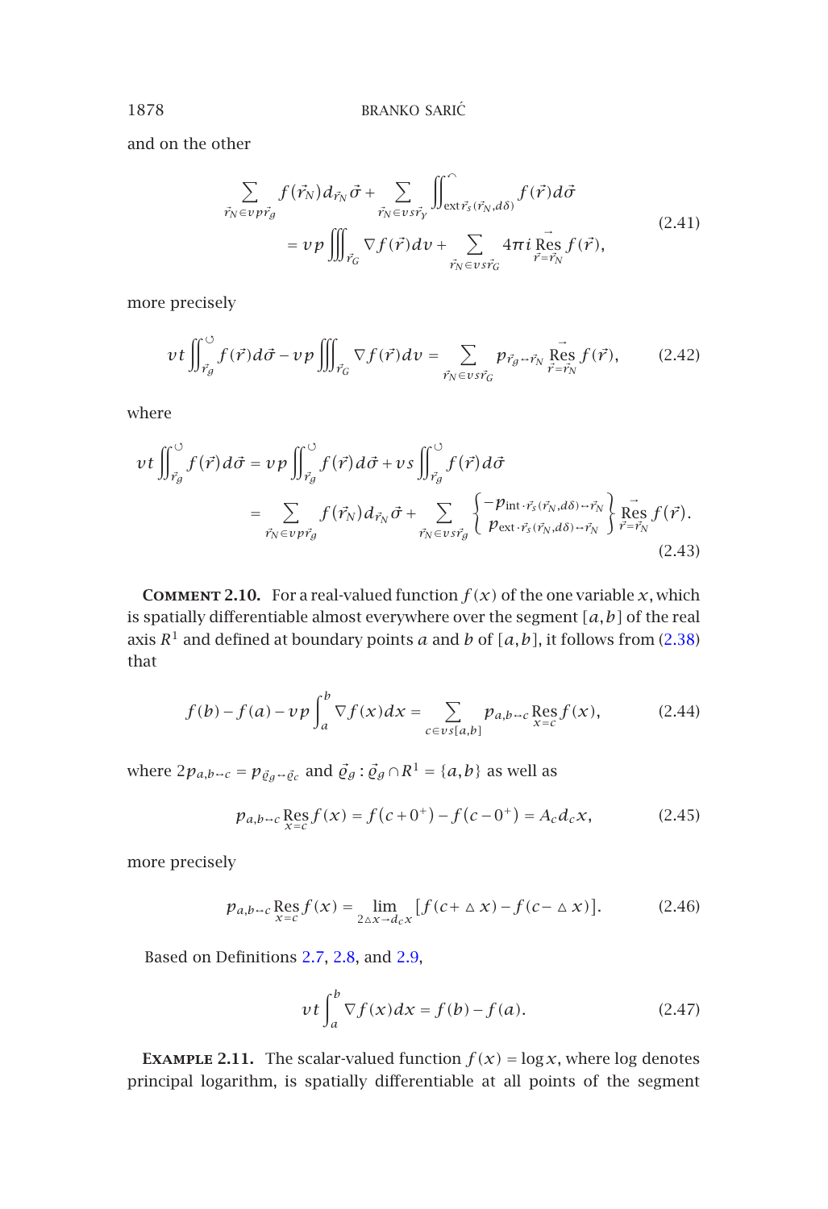and on the other

$$
\begin{aligned}
&\sum_{\vec{r}_N \in vp\vec{r}_g} f(\vec{r}_N)\, d_{\vec{r}_N}\vec{\sigma} + \sum_{\vec{r}_N \in vs\vec{r}_\gamma} \iint_{\text{ext}\,\vec{r}_s(\vec{r}_N,d\delta)}^{\frown} f(\vec{r})\, d\vec{\sigma} \\
&\qquad = vp \iiint_{\vec{r}_G} \nabla f(\vec{r})\, dv + \sum_{\vec{r}_N \in vs\vec{r}_G} 4\pi i \mathop{\overrightarrow{\operatorname{Res}}}_{\vec{r}=\vec{r}_N} f(\vec{r}),
\end{aligned}
\tag{2.41}
$$

more precisely

$$
vt \iint_{\vec{r}_g}^{\circlearrowleft} f(\vec{r})\, d\vec{\sigma} - vp \iiint_{\vec{r}_G} \nabla f(\vec{r})\, dv = \sum_{\vec{r}_N \in vs\vec{r}_G} p_{\vec{r}_g \leftrightarrow \vec{r}_N} \mathop{\overrightarrow{\operatorname{Res}}}_{\vec{r}=\vec{r}_N} f(\vec{r}),
\tag{2.42}
$$

where

$$
\begin{aligned}
vt \iint_{\vec{r}_g}^{\circlearrowleft} f(\vec{r})\, d\vec{\sigma} &= vp \iint_{\vec{r}_g}^{\circlearrowleft} f(\vec{r})\, d\vec{\sigma} + vs \iint_{\vec{r}_g}^{\circlearrowleft} f(\vec{r})\, d\vec{\sigma} \\
&= \sum_{\vec{r}_N \in vp\vec{r}_g} f(\vec{r}_N)\, d_{\vec{r}_N}\vec{\sigma} + \sum_{\vec{r}_N \in vs\vec{r}_g} \begin{Bmatrix} -p_{\text{int}\cdot\vec{r}_s(\vec{r}_N,d\delta)\leftrightarrow\vec{r}_N} \\ p_{\text{ext}\cdot\vec{r}_s(\vec{r}_N,d\delta)\leftrightarrow\vec{r}_N} \end{Bmatrix} \mathop{\overrightarrow{\operatorname{Res}}}_{\vec{r}=\vec{r}_N} f(\vec{r}).
\end{aligned}
\tag{2.43}
$$

**Comment 2.10.** For a real-valued function $f(x)$ of the one variable $x$, which is spatially differentiable almost everywhere over the segment $[a,b]$ of the real axis $R^1$ and defined at boundary points $a$ and $b$ of $[a,b]$, it follows from (2.38) that

$$
f(b) - f(a) - vp \int_a^b \nabla f(x)\, dx = \sum_{c \in vs[a,b]} p_{a,b\leftrightarrow c} \operatorname*{Res}_{x=c} f(x),
\tag{2.44}
$$

where $2p_{a,b\leftrightarrow c} = p_{\vec{\varrho}_g \leftrightarrow \vec{\varrho}_c}$ and $\vec{\varrho}_g : \vec{\varrho}_g \cap R^1 = \{a,b\}$ as well as

$$
p_{a,b\leftrightarrow c} \operatorname*{Res}_{x=c} f(x) = f(c+0^+) - f(c-0^+) = A_c d_c x,
\tag{2.45}
$$

more precisely

$$
p_{a,b\leftrightarrow c} \operatorname*{Res}_{x=c} f(x) = \lim_{2\triangle x \to d_c x} [f(c+\triangle x) - f(c-\triangle x)].
\tag{2.46}
$$

Based on Definitions 2.7, 2.8, and 2.9,

$$
vt \int_a^b \nabla f(x)\, dx = f(b) - f(a).
\tag{2.47}
$$

**Example 2.11.** The scalar-valued function $f(x) = \log x$, where log denotes principal logarithm, is spatially differentiable at all points of the segment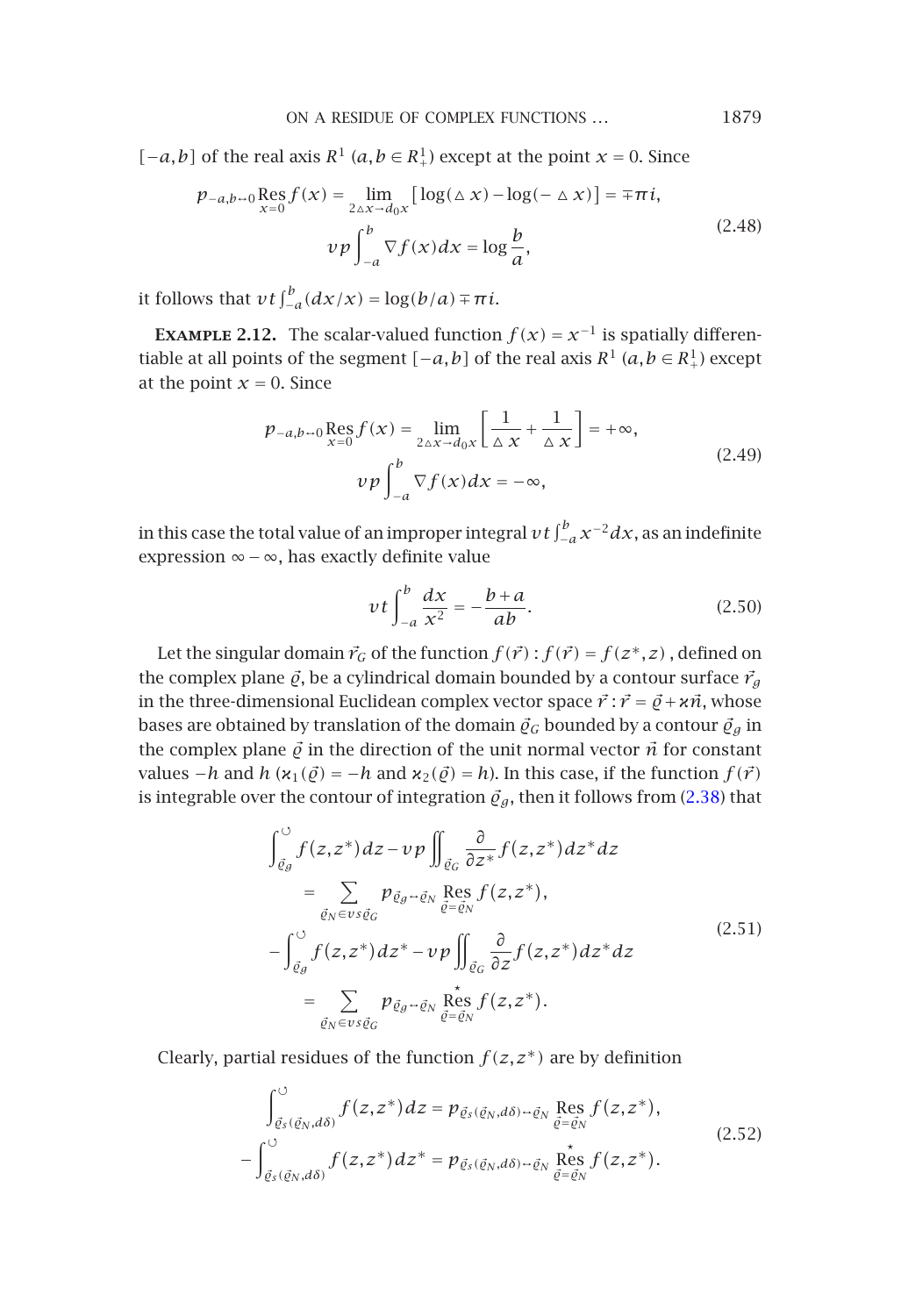$[-a,b]$ of the real axis $R^1$ $(a,b \in R^1_+)$ except at the point $x=0$. Since

$$
\begin{gathered}
p_{-a,b\leftrightarrow 0} \operatorname*{Res}_{x=0} f(x) = \lim_{2\vartriangle x \to d_0 x} \left[ \log(\vartriangle x) - \log(-\vartriangle x) \right] = \mp \pi i, \\
vp \int_{-a}^{b} \nabla f(x) dx = \log \frac{b}{a},
\end{gathered}
\tag{2.48}
$$

it follows that $vt\int_{-a}^{b}(dx/x) = \log(b/a) \mp \pi i$.

**Example 2.12.** The scalar-valued function $f(x) = x^{-1}$ is spatially differentiable at all points of the segment $[-a,b]$ of the real axis $R^1$ $(a,b \in R^1_+)$ except at the point $x=0$. Since

$$
\begin{gathered}
p_{-a,b\leftrightarrow 0} \operatorname*{Res}_{x=0} f(x) = \lim_{2\vartriangle x \to d_0 x} \left[ \frac{1}{\vartriangle x} + \frac{1}{\vartriangle x} \right] = +\infty, \\
vp \int_{-a}^{b} \nabla f(x) dx = -\infty,
\end{gathered}
\tag{2.49}
$$

in this case the total value of an improper integral $vt\int_{-a}^{b} x^{-2} dx$, as an indefinite expression $\infty - \infty$, has exactly definite value

$$
vt \int_{-a}^{b} \frac{dx}{x^2} = -\frac{b+a}{ab}.
\tag{2.50}
$$

Let the singular domain $\vec{r}_G$ of the function $f(\vec{r}) : f(\vec{r}) = f(z^*, z)$, defined on the complex plane $\vec{\varrho}$, be a cylindrical domain bounded by a contour surface $\vec{r}_g$ in the three-dimensional Euclidean complex vector space $\vec{r} : \vec{r} = \vec{\varrho} + \varkappa \vec{n}$, whose bases are obtained by translation of the domain $\vec{\varrho}_G$ bounded by a contour $\vec{\varrho}_g$ in the complex plane $\vec{\varrho}$ in the direction of the unit normal vector $\vec{n}$ for constant values $-h$ and $h$ $(\varkappa_1(\vec{\varrho}) = -h$ and $\varkappa_2(\vec{\varrho}) = h)$. In this case, if the function $f(\vec{r})$ is integrable over the contour of integration $\vec{\varrho}_g$, then it follows from (2.38) that

$$
\begin{gathered}
\int_{\vec{\varrho}_g}^{\circlearrowleft} f(z,z^*) dz - vp \iint_{\vec{\varrho}_G} \frac{\partial}{\partial z^*} f(z,z^*) dz^* dz \\
= \sum_{\vec{\varrho}_N \in vs\vec{\varrho}_G} p_{\vec{\varrho}_g \leftrightarrow \vec{\varrho}_N} \operatorname*{Res}_{\vec{\varrho} = \vec{\varrho}_N} f(z,z^*), \\
-\int_{\vec{\varrho}_g}^{\circlearrowleft} f(z,z^*) dz^* - vp \iint_{\vec{\varrho}_G} \frac{\partial}{\partial z} f(z,z^*) dz^* dz \\
= \sum_{\vec{\varrho}_N \in vs\vec{\varrho}_G} p_{\vec{\varrho}_g \leftrightarrow \vec{\varrho}_N} \operatorname*{\overset{\star}{Res}}_{\vec{\varrho} = \vec{\varrho}_N} f(z,z^*).
\end{gathered}
\tag{2.51}
$$

Clearly, partial residues of the function $f(z,z^*)$ are by definition

$$
\begin{gathered}
\int_{\vec{\varrho}_s(\vec{\varrho}_N, d\delta)}^{\circlearrowleft} f(z,z^*) dz = p_{\vec{\varrho}_s(\vec{\varrho}_N, d\delta) \leftrightarrow \vec{\varrho}_N} \operatorname*{Res}_{\vec{\varrho} = \vec{\varrho}_N} f(z,z^*), \\
-\int_{\vec{\varrho}_s(\vec{\varrho}_N, d\delta)}^{\circlearrowleft} f(z,z^*) dz^* = p_{\vec{\varrho}_s(\vec{\varrho}_N, d\delta) \leftrightarrow \vec{\varrho}_N} \operatorname*{\overset{\star}{Res}}_{\vec{\varrho} = \vec{\varrho}_N} f(z,z^*).
\end{gathered}
\tag{2.52}
$$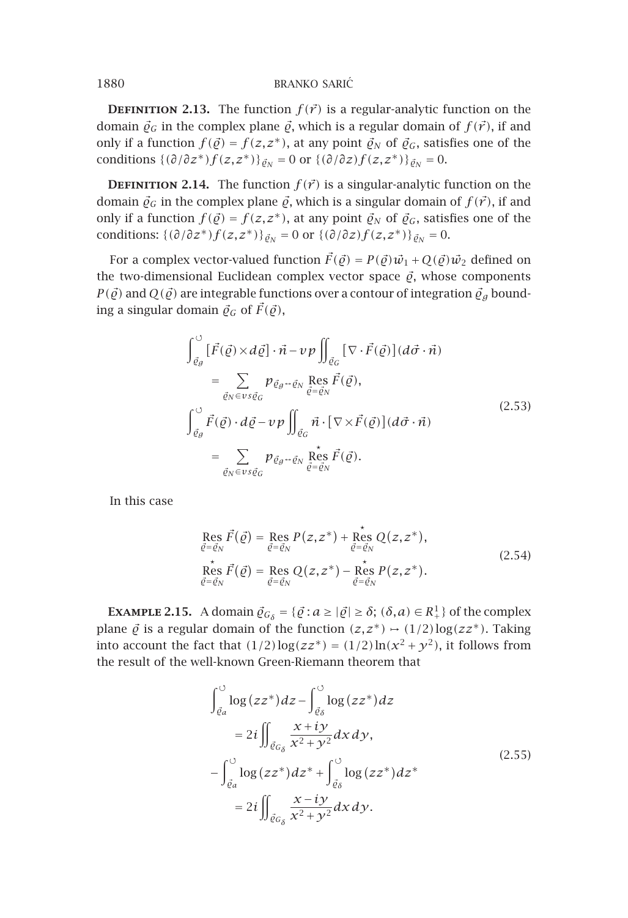**Definition 2.13.** The function $f(\vec{r})$ is a regular-analytic function on the domain $\vec{\varrho}_G$ in the complex plane $\vec{\varrho}$, which is a regular domain of $f(\vec{r})$, if and only if a function $f(\vec{\varrho}) = f(z,z^*)$, at any point $\vec{\varrho}_N$ of $\vec{\varrho}_G$, satisfies one of the conditions $\{(\partial/\partial z^*)f(z,z^*)\}_{\vec{\varrho}_N} = 0$ or $\{(\partial/\partial z)f(z,z^*)\}_{\vec{\varrho}_N} = 0$.

**Definition 2.14.** The function $f(\vec{r})$ is a singular-analytic function on the domain $\vec{\varrho}_G$ in the complex plane $\vec{\varrho}$, which is a singular domain of $f(\vec{r})$, if and only if a function $f(\vec{\varrho}) = f(z,z^*)$, at any point $\vec{\varrho}_N$ of $\vec{\varrho}_G$, satisfies one of the conditions: $\{(\partial/\partial z^*)f(z,z^*)\}_{\vec{\varrho}_N} = 0$ or $\{(\partial/\partial z)f(z,z^*)\}_{\vec{\varrho}_N} = 0$.

For a complex vector-valued function $\vec{F}(\vec{\varrho}) = P(\vec{\varrho})\vec{w}_1 + Q(\vec{\varrho})\vec{w}_2$ defined on the two-dimensional Euclidean complex vector space $\vec{\varrho}$, whose components $P(\vec{\varrho})$ and $Q(\vec{\varrho})$ are integrable functions over a contour of integration $\vec{\varrho}_g$ bounding a singular domain $\vec{\varrho}_G$ of $\vec{F}(\vec{\varrho})$,

$$
\begin{aligned}
&\oint_{\vec{\varrho}_g} [\vec{F}(\vec{\varrho}) \times d\vec{\varrho}] \cdot \vec{n} - vp \iint_{\vec{\varrho}_G} [\nabla \cdot \vec{F}(\vec{\varrho})](d\vec{\sigma} \cdot \vec{n}) \\
&\quad = \sum_{\vec{\varrho}_N \in vs\vec{\varrho}_G} p_{\vec{\varrho}_g \leftrightarrow \vec{\varrho}_N} \operatorname*{Res}_{\vec{\varrho}=\vec{\varrho}_N} \vec{F}(\vec{\varrho}), \\
&\oint_{\vec{\varrho}_g} \vec{F}(\vec{\varrho}) \cdot d\vec{\varrho} - vp \iint_{\vec{\varrho}_G} \vec{n} \cdot [\nabla \times \vec{F}(\vec{\varrho})](d\vec{\sigma} \cdot \vec{n}) \\
&\quad = \sum_{\vec{\varrho}_N \in vs\vec{\varrho}_G} p_{\vec{\varrho}_g \leftrightarrow \vec{\varrho}_N} \operatorname*{\overset{\star}{Res}}_{\vec{\varrho}=\vec{\varrho}_N} \vec{F}(\vec{\varrho}).
\end{aligned}
\tag{2.53}
$$

In this case

$$
\begin{aligned}
\operatorname*{Res}_{\vec{\varrho}=\vec{\varrho}_N} \vec{F}(\vec{\varrho}) &= \operatorname*{Res}_{\vec{\varrho}=\vec{\varrho}_N} P(z,z^*) + \operatorname*{\overset{\star}{Res}}_{\vec{\varrho}=\vec{\varrho}_N} Q(z,z^*), \\
\operatorname*{\overset{\star}{Res}}_{\vec{\varrho}=\vec{\varrho}_N} \vec{F}(\vec{\varrho}) &= \operatorname*{Res}_{\vec{\varrho}=\vec{\varrho}_N} Q(z,z^*) - \operatorname*{\overset{\star}{Res}}_{\vec{\varrho}=\vec{\varrho}_N} P(z,z^*).
\end{aligned}
\tag{2.54}
$$

**Example 2.15.** A domain $\vec{\varrho}_{G_\delta} = \{\vec{\varrho} : a \geq |\vec{\varrho}| \geq \delta;\ (\delta, a) \in R_+^1\}$ of the complex plane $\vec{\varrho}$ is a regular domain of the function $(z,z^*) \mapsto (1/2)\log(zz^*)$. Taking into account the fact that $(1/2)\log(zz^*) = (1/2)\ln(x^2+y^2)$, it follows from the result of the well-known Green-Riemann theorem that

$$
\begin{aligned}
&\oint_{\vec{\varrho}_a} \log(zz^*)\,dz - \oint_{\vec{\varrho}_\delta} \log(zz^*)\,dz \\
&\quad = 2i \iint_{\vec{\varrho}_{G_\delta}} \frac{x+iy}{x^2+y^2}\,dx\,dy, \\
&-\oint_{\vec{\varrho}_a} \log(zz^*)\,dz^* + \oint_{\vec{\varrho}_\delta} \log(zz^*)\,dz^* \\
&\quad = 2i \iint_{\vec{\varrho}_{G_\delta}} \frac{x-iy}{x^2+y^2}\,dx\,dy.
\end{aligned}
\tag{2.55}
$$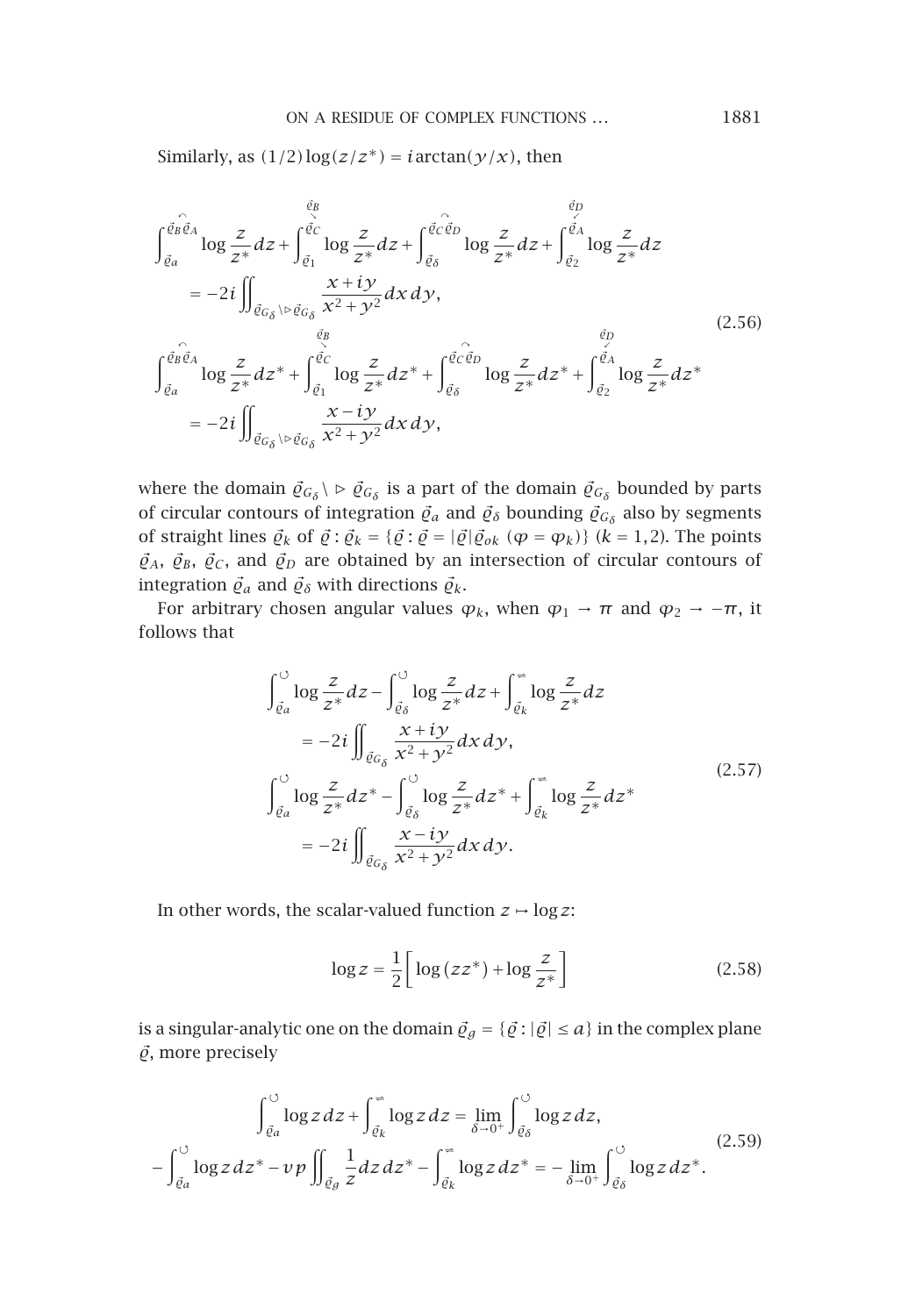Similarly, as $(1/2)\log(z/z^*) = i\arctan(y/x)$, then

$$
\begin{aligned}
&\int_{\vec{\varrho}_a}^{\overset{\frown}{\vec{\varrho}_B\vec{\varrho}_A}} \log\frac{z}{z^*}dz + \int_{\vec{\varrho}_1}^{\overset{\searrow}{\vec{\varrho}_C}^{\vec{\varrho}_B}} \log\frac{z}{z^*}dz + \int_{\vec{\varrho}_\delta}^{\overset{\frown}{\vec{\varrho}_C\vec{\varrho}_D}} \log\frac{z}{z^*}dz + \int_{\vec{\varrho}_2}^{\overset{\swarrow}{\vec{\varrho}_A}^{\vec{\varrho}_D}} \log\frac{z}{z^*}dz \\
&\qquad = -2i\iint_{\vec{\varrho}_{G_\delta}\setminus\triangleright\vec{\varrho}_{G_\delta}} \frac{x+iy}{x^2+y^2}dx\,dy, \\
&\int_{\vec{\varrho}_a}^{\overset{\frown}{\vec{\varrho}_B\vec{\varrho}_A}} \log\frac{z}{z^*}dz^* + \int_{\vec{\varrho}_1}^{\overset{\searrow}{\vec{\varrho}_C}^{\vec{\varrho}_B}} \log\frac{z}{z^*}dz^* + \int_{\vec{\varrho}_\delta}^{\overset{\frown}{\vec{\varrho}_C\vec{\varrho}_D}} \log\frac{z}{z^*}dz^* + \int_{\vec{\varrho}_2}^{\overset{\swarrow}{\vec{\varrho}_A}^{\vec{\varrho}_D}} \log\frac{z}{z^*}dz^* \\
&\qquad = -2i\iint_{\vec{\varrho}_{G_\delta}\setminus\triangleright\vec{\varrho}_{G_\delta}} \frac{x-iy}{x^2+y^2}dx\,dy,
\end{aligned}
\tag{2.56}
$$

where the domain $\vec{\varrho}_{G_\delta}\setminus\triangleright\,\vec{\varrho}_{G_\delta}$ is a part of the domain $\vec{\varrho}_{G_\delta}$ bounded by parts of circular contours of integration $\vec{\varrho}_a$ and $\vec{\varrho}_\delta$ bounding $\vec{\varrho}_{G_\delta}$ also by segments of straight lines $\vec{\varrho}_k$ of $\vec{\varrho}:\vec{\varrho}_k = \{\vec{\varrho}:\vec{\varrho} = |\vec{\varrho}|\vec{\varrho}_{ok}\ (\varphi = \varphi_k)\}$ $(k = 1,2)$. The points $\vec{\varrho}_A$, $\vec{\varrho}_B$, $\vec{\varrho}_C$, and $\vec{\varrho}_D$ are obtained by an intersection of circular contours of integration $\vec{\varrho}_a$ and $\vec{\varrho}_\delta$ with directions $\vec{\varrho}_k$.

For arbitrary chosen angular values $\varphi_k$, when $\varphi_1 \to \pi$ and $\varphi_2 \to -\pi$, it follows that

$$
\begin{aligned}
&\int_{\vec{\varrho}_a}^{\circlearrowleft} \log\frac{z}{z^*}dz - \int_{\vec{\varrho}_\delta}^{\circlearrowleft} \log\frac{z}{z^*}dz + \int_{\vec{\varrho}_k}^{\rightleftharpoons} \log\frac{z}{z^*}dz \\
&\qquad = -2i\iint_{\vec{\varrho}_{G_\delta}} \frac{x+iy}{x^2+y^2}dx\,dy, \\
&\int_{\vec{\varrho}_a}^{\circlearrowleft} \log\frac{z}{z^*}dz^* - \int_{\vec{\varrho}_\delta}^{\circlearrowleft} \log\frac{z}{z^*}dz^* + \int_{\vec{\varrho}_k}^{\rightleftharpoons} \log\frac{z}{z^*}dz^* \\
&\qquad = -2i\iint_{\vec{\varrho}_{G_\delta}} \frac{x-iy}{x^2+y^2}dx\,dy.
\end{aligned}
\tag{2.57}
$$

In other words, the scalar-valued function $z \mapsto \log z$:

$$
\log z = \frac{1}{2}\left[\log(zz^*) + \log\frac{z}{z^*}\right]
\tag{2.58}
$$

is a singular-analytic one on the domain $\vec{\varrho}_g = \{\vec{\varrho}:|\vec{\varrho}| \le a\}$ in the complex plane $\vec{\varrho}$, more precisely

$$
\begin{aligned}
&\int_{\vec{\varrho}_a}^{\circlearrowleft} \log z\,dz + \int_{\vec{\varrho}_k}^{\rightleftharpoons} \log z\,dz = \lim_{\delta\to 0^+}\int_{\vec{\varrho}_\delta}^{\circlearrowleft} \log z\,dz, \\
-&\int_{\vec{\varrho}_a}^{\circlearrowleft} \log z\,dz^* - vp\iint_{\vec{\varrho}_g} \frac{1}{z}dz\,dz^* - \int_{\vec{\varrho}_k}^{\rightleftharpoons} \log z\,dz^* = -\lim_{\delta\to 0^+}\int_{\vec{\varrho}_\delta}^{\circlearrowleft} \log z\,dz^*.
\end{aligned}
\tag{2.59}
$$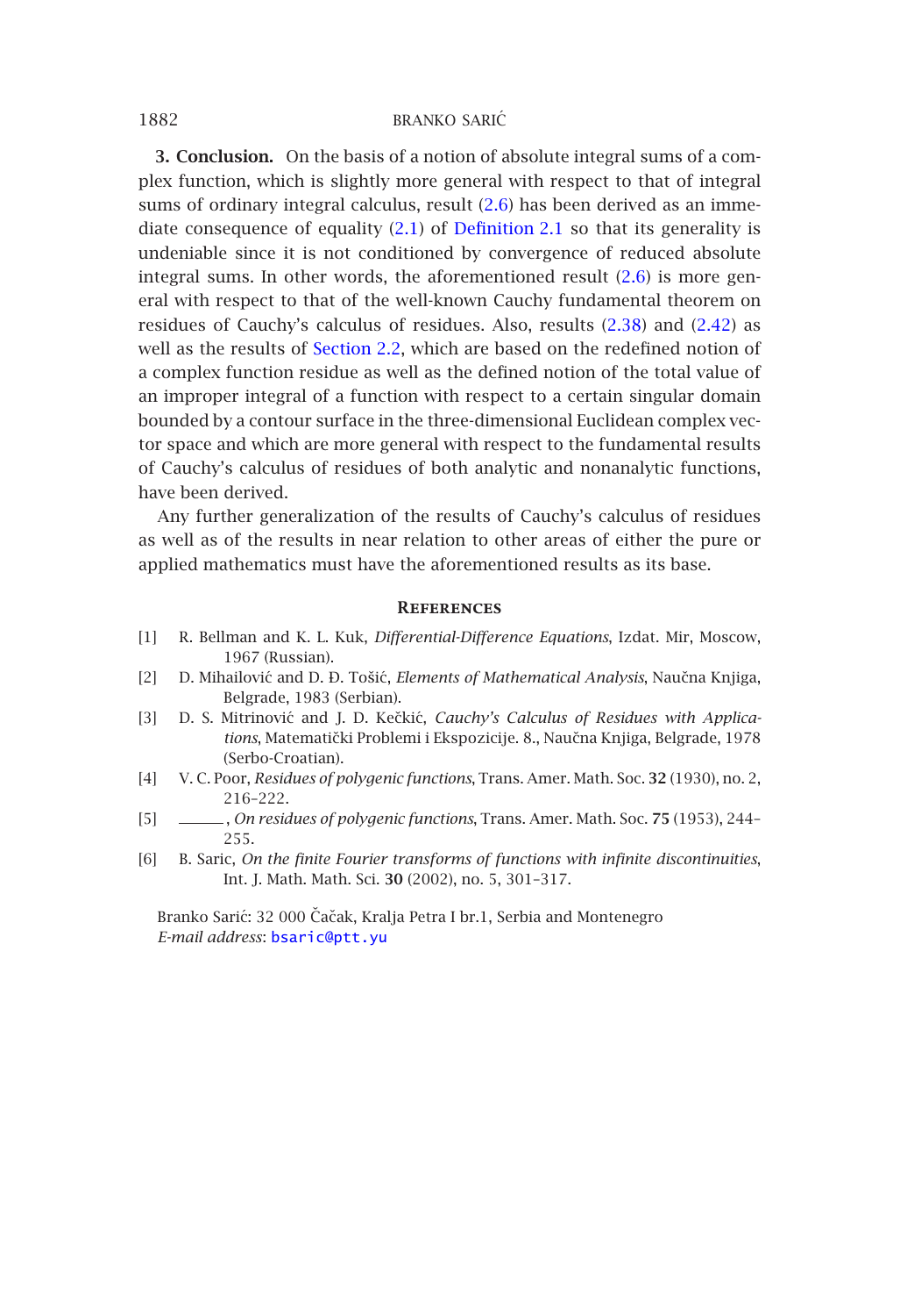## 3. Conclusion.

On the basis of a notion of absolute integral sums of a complex function, which is slightly more general with respect to that of integral sums of ordinary integral calculus, result (2.6) has been derived as an immediate consequence of equality (2.1) of Definition 2.1 so that its generality is undeniable since it is not conditioned by convergence of reduced absolute integral sums. In other words, the aforementioned result (2.6) is more general with respect to that of the well-known Cauchy fundamental theorem on residues of Cauchy's calculus of residues. Also, results (2.38) and (2.42) as well as the results of Section 2.2, which are based on the redefined notion of a complex function residue as well as the defined notion of the total value of an improper integral of a function with respect to a certain singular domain bounded by a contour surface in the three-dimensional Euclidean complex vector space and which are more general with respect to the fundamental results of Cauchy's calculus of residues of both analytic and nonanalytic functions, have been derived.

Any further generalization of the results of Cauchy's calculus of residues as well as of the results in near relation to other areas of either the pure or applied mathematics must have the aforementioned results as its base.

## References

[1] R. Bellman and K. L. Kuk, *Differential-Difference Equations*, Izdat. Mir, Moscow, 1967 (Russian).

[2] D. Mihailović and D. Ð. Tošić, *Elements of Mathematical Analysis*, Naučna Knjiga, Belgrade, 1983 (Serbian).

[3] D. S. Mitrinović and J. D. Kečkić, *Cauchy's Calculus of Residues with Applications*, Matematički Problemi i Ekspozicije. 8., Naučna Knjiga, Belgrade, 1978 (Serbo-Croatian).

[4] V. C. Poor, *Residues of polygenic functions*, Trans. Amer. Math. Soc. **32** (1930), no. 2, 216–222.

[5] ———, *On residues of polygenic functions*, Trans. Amer. Math. Soc. **75** (1953), 244–255.

[6] B. Saric, *On the finite Fourier transforms of functions with infinite discontinuities*, Int. J. Math. Math. Sci. **30** (2002), no. 5, 301–317.

Branko Sarić: 32 000 Čačak, Kralja Petra I br.1, Serbia and Montenegro
*E-mail address*: bsaric@ptt.yu